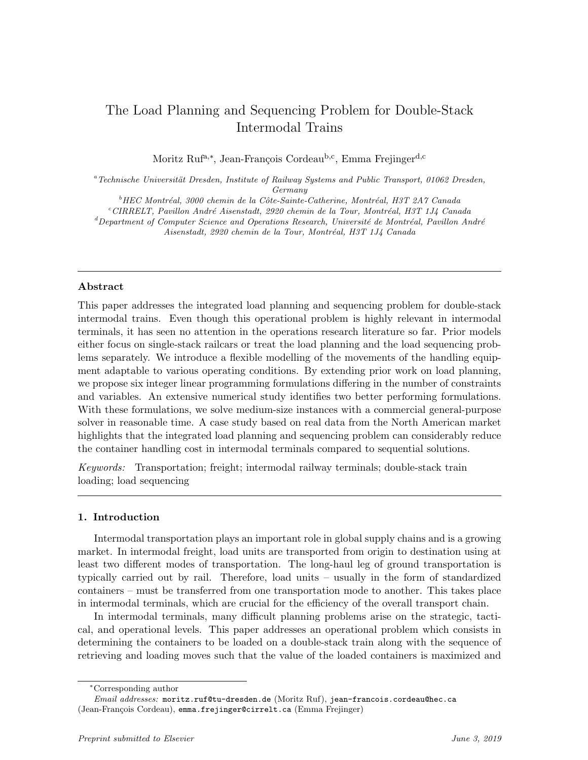# The Load Planning and Sequencing Problem for Double-Stack Intermodal Trains

Moritz Ruf[a,*], Jean-François Cordeau[b,c], Emma Frejinger[d,c]

[a] *Technische Universität Dresden, Institute of Railway Systems and Public Transport, 01062 Dresden, Germany*

[b] *HEC Montréal, 3000 chemin de la Côte-Sainte-Catherine, Montréal, H3T 2A7 Canada*

[c] *CIRRELT, Pavillon André Aisenstadt, 2920 chemin de la Tour, Montréal, H3T 1J4 Canada*

[d] *Department of Computer Science and Operations Research, Université de Montréal, Pavillon André Aisenstadt, 2920 chemin de la Tour, Montréal, H3T 1J4 Canada*

---

## Abstract

This paper addresses the integrated load planning and sequencing problem for double-stack intermodal trains. Even though this operational problem is highly relevant in intermodal terminals, it has seen no attention in the operations research literature so far. Prior models either focus on single-stack railcars or treat the load planning and the load sequencing problems separately. We introduce a flexible modelling of the movements of the handling equipment adaptable to various operating conditions. By extending prior work on load planning, we propose six integer linear programming formulations differing in the number of constraints and variables. An extensive numerical study identifies two better performing formulations. With these formulations, we solve medium-size instances with a commercial general-purpose solver in reasonable time. A case study based on real data from the North American market highlights that the integrated load planning and sequencing problem can considerably reduce the container handling cost in intermodal terminals compared to sequential solutions.

*Keywords:* Transportation; freight; intermodal railway terminals; double-stack train loading; load sequencing

---

## 1. Introduction

Intermodal transportation plays an important role in global supply chains and is a growing market. In intermodal freight, load units are transported from origin to destination using at least two different modes of transportation. The long-haul leg of ground transportation is typically carried out by rail. Therefore, load units – usually in the form of standardized containers – must be transferred from one transportation mode to another. This takes place in intermodal terminals, which are crucial for the efficiency of the overall transport chain.

In intermodal terminals, many difficult planning problems arise on the strategic, tactical, and operational levels. This paper addresses an operational problem which consists in determining the containers to be loaded on a double-stack train along with the sequence of retrieving and loading moves such that the value of the loaded containers is maximized and

---

*Corresponding author

*Email addresses:* moritz.ruf@tu-dresden.de (Moritz Ruf), jean-francois.cordeau@hec.ca (Jean-François Cordeau), emma.frejinger@cirrelt.ca (Emma Frejinger)

*Preprint submitted to Elsevier* *June 3, 2019*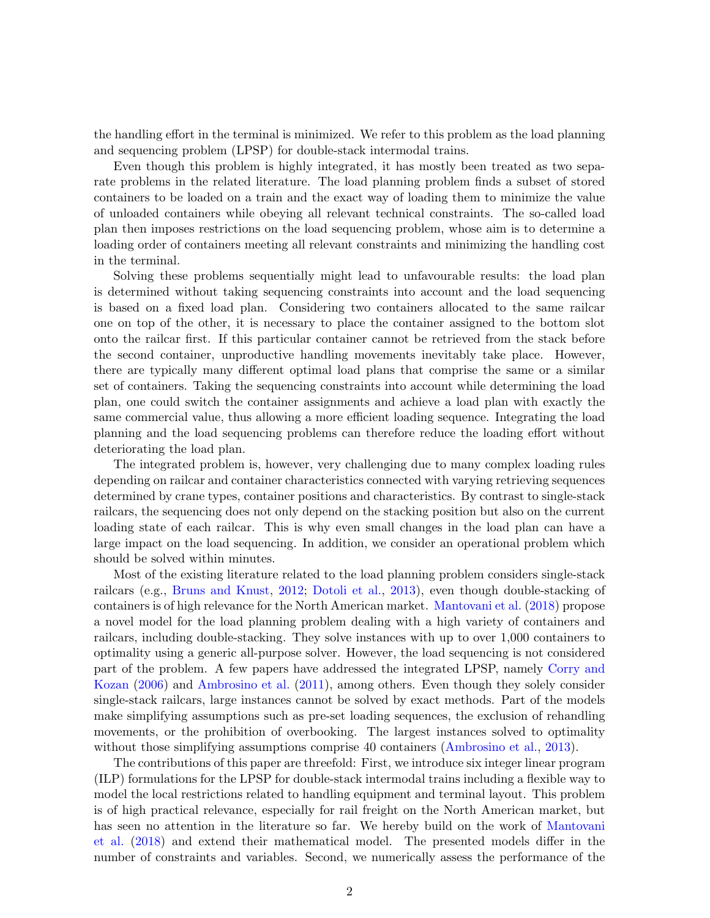the handling effort in the terminal is minimized. We refer to this problem as the load planning and sequencing problem (LPSP) for double-stack intermodal trains.

Even though this problem is highly integrated, it has mostly been treated as two separate problems in the related literature. The load planning problem finds a subset of stored containers to be loaded on a train and the exact way of loading them to minimize the value of unloaded containers while obeying all relevant technical constraints. The so-called load plan then imposes restrictions on the load sequencing problem, whose aim is to determine a loading order of containers meeting all relevant constraints and minimizing the handling cost in the terminal.

Solving these problems sequentially might lead to unfavourable results: the load plan is determined without taking sequencing constraints into account and the load sequencing is based on a fixed load plan. Considering two containers allocated to the same railcar one on top of the other, it is necessary to place the container assigned to the bottom slot onto the railcar first. If this particular container cannot be retrieved from the stack before the second container, unproductive handling movements inevitably take place. However, there are typically many different optimal load plans that comprise the same or a similar set of containers. Taking the sequencing constraints into account while determining the load plan, one could switch the container assignments and achieve a load plan with exactly the same commercial value, thus allowing a more efficient loading sequence. Integrating the load planning and the load sequencing problems can therefore reduce the loading effort without deteriorating the load plan.

The integrated problem is, however, very challenging due to many complex loading rules depending on railcar and container characteristics connected with varying retrieving sequences determined by crane types, container positions and characteristics. By contrast to single-stack railcars, the sequencing does not only depend on the stacking position but also on the current loading state of each railcar. This is why even small changes in the load plan can have a large impact on the load sequencing. In addition, we consider an operational problem which should be solved within minutes.

Most of the existing literature related to the load planning problem considers single-stack railcars (e.g., Bruns and Knust, 2012; Dotoli et al., 2013), even though double-stacking of containers is of high relevance for the North American market. Mantovani et al. (2018) propose a novel model for the load planning problem dealing with a high variety of containers and railcars, including double-stacking. They solve instances with up to over 1,000 containers to optimality using a generic all-purpose solver. However, the load sequencing is not considered part of the problem. A few papers have addressed the integrated LPSP, namely Corry and Kozan (2006) and Ambrosino et al. (2011), among others. Even though they solely consider single-stack railcars, large instances cannot be solved by exact methods. Part of the models make simplifying assumptions such as pre-set loading sequences, the exclusion of rehandling movements, or the prohibition of overbooking. The largest instances solved to optimality without those simplifying assumptions comprise 40 containers (Ambrosino et al., 2013).

The contributions of this paper are threefold: First, we introduce six integer linear program (ILP) formulations for the LPSP for double-stack intermodal trains including a flexible way to model the local restrictions related to handling equipment and terminal layout. This problem is of high practical relevance, especially for rail freight on the North American market, but has seen no attention in the literature so far. We hereby build on the work of Mantovani et al. (2018) and extend their mathematical model. The presented models differ in the number of constraints and variables. Second, we numerically assess the performance of the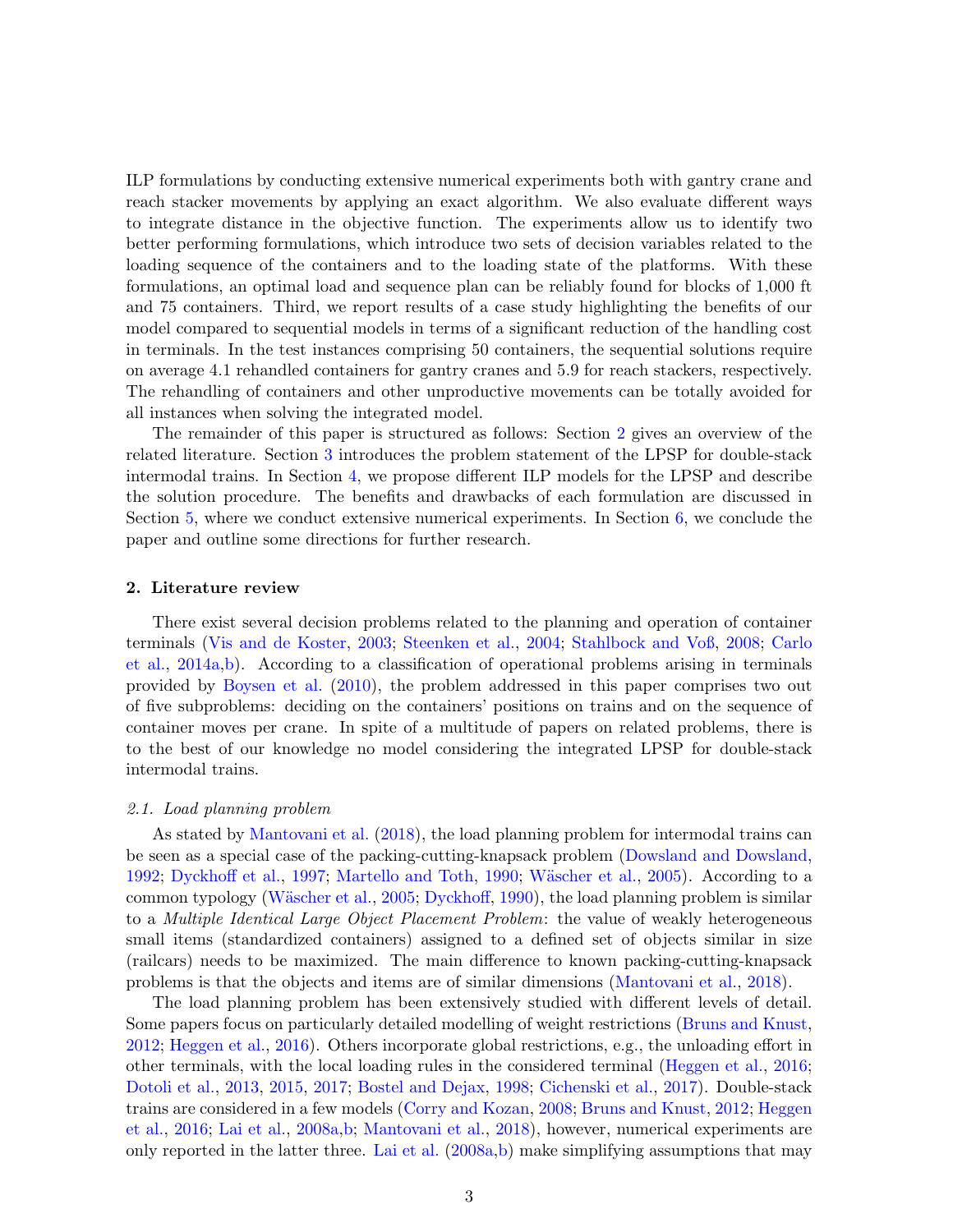ILP formulations by conducting extensive numerical experiments both with gantry crane and reach stacker movements by applying an exact algorithm. We also evaluate different ways to integrate distance in the objective function. The experiments allow us to identify two better performing formulations, which introduce two sets of decision variables related to the loading sequence of the containers and to the loading state of the platforms. With these formulations, an optimal load and sequence plan can be reliably found for blocks of 1,000 ft and 75 containers. Third, we report results of a case study highlighting the benefits of our model compared to sequential models in terms of a significant reduction of the handling cost in terminals. In the test instances comprising 50 containers, the sequential solutions require on average 4.1 rehandled containers for gantry cranes and 5.9 for reach stackers, respectively. The rehandling of containers and other unproductive movements can be totally avoided for all instances when solving the integrated model.

The remainder of this paper is structured as follows: Section 2 gives an overview of the related literature. Section 3 introduces the problem statement of the LPSP for double-stack intermodal trains. In Section 4, we propose different ILP models for the LPSP and describe the solution procedure. The benefits and drawbacks of each formulation are discussed in Section 5, where we conduct extensive numerical experiments. In Section 6, we conclude the paper and outline some directions for further research.

## 2. Literature review

There exist several decision problems related to the planning and operation of container terminals (Vis and de Koster, 2003; Steenken et al., 2004; Stahlbock and Voß, 2008; Carlo et al., 2014a,b). According to a classification of operational problems arising in terminals provided by Boysen et al. (2010), the problem addressed in this paper comprises two out of five subproblems: deciding on the containers' positions on trains and on the sequence of container moves per crane. In spite of a multitude of papers on related problems, there is to the best of our knowledge no model considering the integrated LPSP for double-stack intermodal trains.

### 2.1. Load planning problem

As stated by Mantovani et al. (2018), the load planning problem for intermodal trains can be seen as a special case of the packing-cutting-knapsack problem (Dowsland and Dowsland, 1992; Dyckhoff et al., 1997; Martello and Toth, 1990; Wäscher et al., 2005). According to a common typology (Wäscher et al., 2005; Dyckhoff, 1990), the load planning problem is similar to a *Multiple Identical Large Object Placement Problem*: the value of weakly heterogeneous small items (standardized containers) assigned to a defined set of objects similar in size (railcars) needs to be maximized. The main difference to known packing-cutting-knapsack problems is that the objects and items are of similar dimensions (Mantovani et al., 2018).

The load planning problem has been extensively studied with different levels of detail. Some papers focus on particularly detailed modelling of weight restrictions (Bruns and Knust, 2012; Heggen et al., 2016). Others incorporate global restrictions, e.g., the unloading effort in other terminals, with the local loading rules in the considered terminal (Heggen et al., 2016; Dotoli et al., 2013, 2015, 2017; Bostel and Dejax, 1998; Cichenski et al., 2017). Double-stack trains are considered in a few models (Corry and Kozan, 2008; Bruns and Knust, 2012; Heggen et al., 2016; Lai et al., 2008a,b; Mantovani et al., 2018), however, numerical experiments are only reported in the latter three. Lai et al. (2008a,b) make simplifying assumptions that may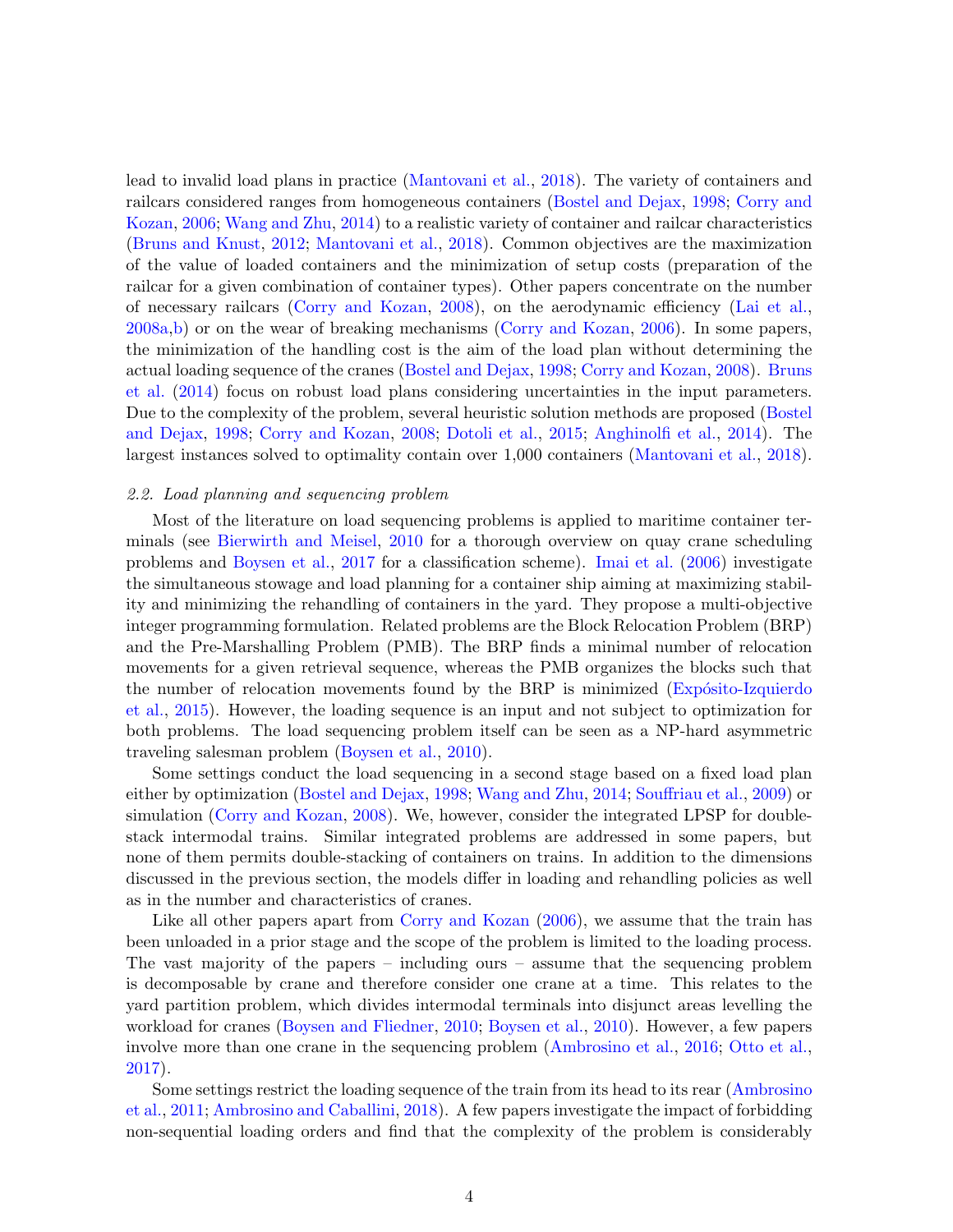lead to invalid load plans in practice (Mantovani et al., 2018). The variety of containers and railcars considered ranges from homogeneous containers (Bostel and Dejax, 1998; Corry and Kozan, 2006; Wang and Zhu, 2014) to a realistic variety of container and railcar characteristics (Bruns and Knust, 2012; Mantovani et al., 2018). Common objectives are the maximization of the value of loaded containers and the minimization of setup costs (preparation of the railcar for a given combination of container types). Other papers concentrate on the number of necessary railcars (Corry and Kozan, 2008), on the aerodynamic efficiency (Lai et al., 2008a,b) or on the wear of breaking mechanisms (Corry and Kozan, 2006). In some papers, the minimization of the handling cost is the aim of the load plan without determining the actual loading sequence of the cranes (Bostel and Dejax, 1998; Corry and Kozan, 2008). Bruns et al. (2014) focus on robust load plans considering uncertainties in the input parameters. Due to the complexity of the problem, several heuristic solution methods are proposed (Bostel and Dejax, 1998; Corry and Kozan, 2008; Dotoli et al., 2015; Anghinolfi et al., 2014). The largest instances solved to optimality contain over 1,000 containers (Mantovani et al., 2018).

### 2.2. Load planning and sequencing problem

Most of the literature on load sequencing problems is applied to maritime container terminals (see Bierwirth and Meisel, 2010 for a thorough overview on quay crane scheduling problems and Boysen et al., 2017 for a classification scheme). Imai et al. (2006) investigate the simultaneous stowage and load planning for a container ship aiming at maximizing stability and minimizing the rehandling of containers in the yard. They propose a multi-objective integer programming formulation. Related problems are the Block Relocation Problem (BRP) and the Pre-Marshalling Problem (PMB). The BRP finds a minimal number of relocation movements for a given retrieval sequence, whereas the PMB organizes the blocks such that the number of relocation movements found by the BRP is minimized (Expósito-Izquierdo et al., 2015). However, the loading sequence is an input and not subject to optimization for both problems. The load sequencing problem itself can be seen as a NP-hard asymmetric traveling salesman problem (Boysen et al., 2010).

Some settings conduct the load sequencing in a second stage based on a fixed load plan either by optimization (Bostel and Dejax, 1998; Wang and Zhu, 2014; Souffriau et al., 2009) or simulation (Corry and Kozan, 2008). We, however, consider the integrated LPSP for double-stack intermodal trains. Similar integrated problems are addressed in some papers, but none of them permits double-stacking of containers on trains. In addition to the dimensions discussed in the previous section, the models differ in loading and rehandling policies as well as in the number and characteristics of cranes.

Like all other papers apart from Corry and Kozan (2006), we assume that the train has been unloaded in a prior stage and the scope of the problem is limited to the loading process. The vast majority of the papers – including ours – assume that the sequencing problem is decomposable by crane and therefore consider one crane at a time. This relates to the yard partition problem, which divides intermodal terminals into disjunct areas levelling the workload for cranes (Boysen and Fliedner, 2010; Boysen et al., 2010). However, a few papers involve more than one crane in the sequencing problem (Ambrosino et al., 2016; Otto et al., 2017).

Some settings restrict the loading sequence of the train from its head to its rear (Ambrosino et al., 2011; Ambrosino and Caballini, 2018). A few papers investigate the impact of forbidding non-sequential loading orders and find that the complexity of the problem is considerably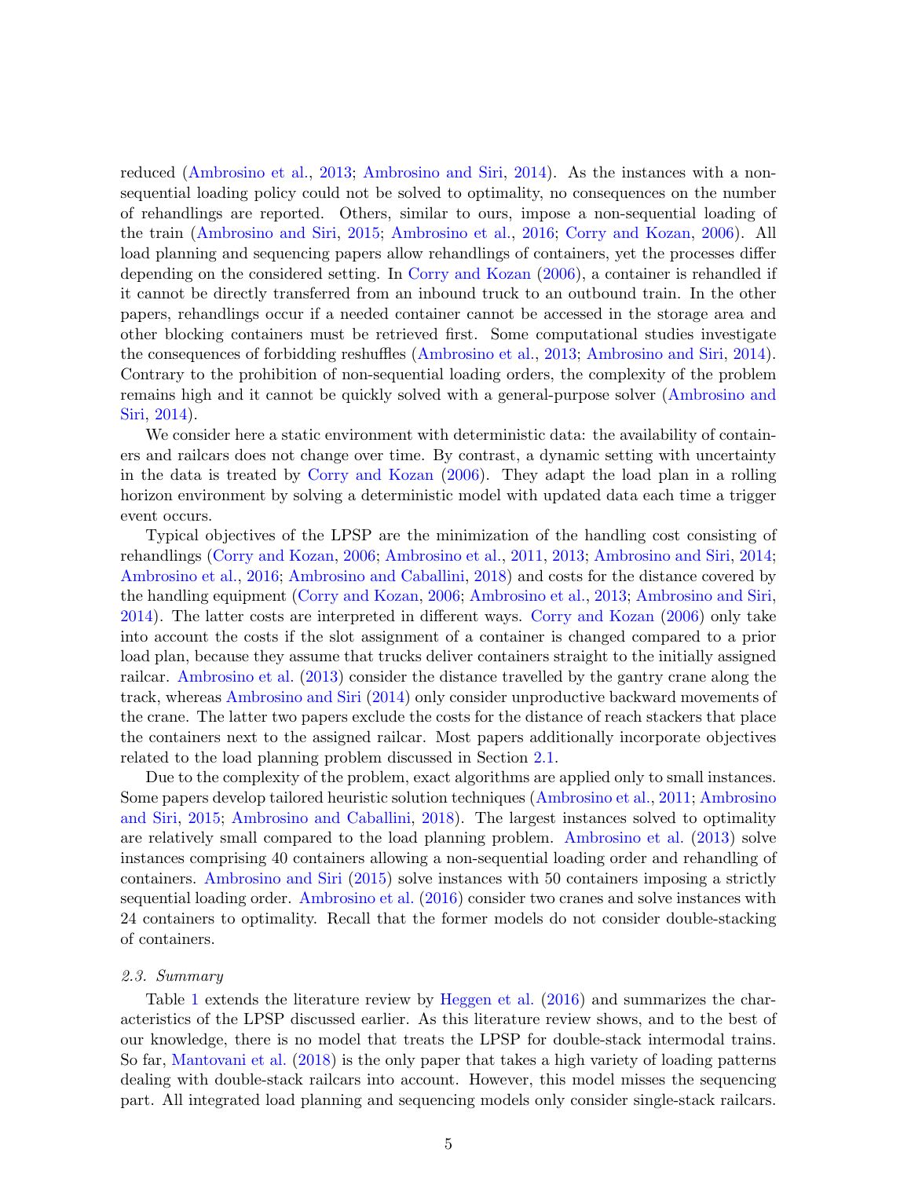reduced (Ambrosino et al., 2013; Ambrosino and Siri, 2014). As the instances with a non-sequential loading policy could not be solved to optimality, no consequences on the number of rehandlings are reported. Others, similar to ours, impose a non-sequential loading of the train (Ambrosino and Siri, 2015; Ambrosino et al., 2016; Corry and Kozan, 2006). All load planning and sequencing papers allow rehandlings of containers, yet the processes differ depending on the considered setting. In Corry and Kozan (2006), a container is rehandled if it cannot be directly transferred from an inbound truck to an outbound train. In the other papers, rehandlings occur if a needed container cannot be accessed in the storage area and other blocking containers must be retrieved first. Some computational studies investigate the consequences of forbidding reshuffles (Ambrosino et al., 2013; Ambrosino and Siri, 2014). Contrary to the prohibition of non-sequential loading orders, the complexity of the problem remains high and it cannot be quickly solved with a general-purpose solver (Ambrosino and Siri, 2014).

We consider here a static environment with deterministic data: the availability of containers and railcars does not change over time. By contrast, a dynamic setting with uncertainty in the data is treated by Corry and Kozan (2006). They adapt the load plan in a rolling horizon environment by solving a deterministic model with updated data each time a trigger event occurs.

Typical objectives of the LPSP are the minimization of the handling cost consisting of rehandlings (Corry and Kozan, 2006; Ambrosino et al., 2011, 2013; Ambrosino and Siri, 2014; Ambrosino et al., 2016; Ambrosino and Caballini, 2018) and costs for the distance covered by the handling equipment (Corry and Kozan, 2006; Ambrosino et al., 2013; Ambrosino and Siri, 2014). The latter costs are interpreted in different ways. Corry and Kozan (2006) only take into account the costs if the slot assignment of a container is changed compared to a prior load plan, because they assume that trucks deliver containers straight to the initially assigned railcar. Ambrosino et al. (2013) consider the distance travelled by the gantry crane along the track, whereas Ambrosino and Siri (2014) only consider unproductive backward movements of the crane. The latter two papers exclude the costs for the distance of reach stackers that place the containers next to the assigned railcar. Most papers additionally incorporate objectives related to the load planning problem discussed in Section 2.1.

Due to the complexity of the problem, exact algorithms are applied only to small instances. Some papers develop tailored heuristic solution techniques (Ambrosino et al., 2011; Ambrosino and Siri, 2015; Ambrosino and Caballini, 2018). The largest instances solved to optimality are relatively small compared to the load planning problem. Ambrosino et al. (2013) solve instances comprising 40 containers allowing a non-sequential loading order and rehandling of containers. Ambrosino and Siri (2015) solve instances with 50 containers imposing a strictly sequential loading order. Ambrosino et al. (2016) consider two cranes and solve instances with 24 containers to optimality. Recall that the former models do not consider double-stacking of containers.

### *2.3. Summary*

Table 1 extends the literature review by Heggen et al. (2016) and summarizes the characteristics of the LPSP discussed earlier. As this literature review shows, and to the best of our knowledge, there is no model that treats the LPSP for double-stack intermodal trains. So far, Mantovani et al. (2018) is the only paper that takes a high variety of loading patterns dealing with double-stack railcars into account. However, this model misses the sequencing part. All integrated load planning and sequencing models only consider single-stack railcars.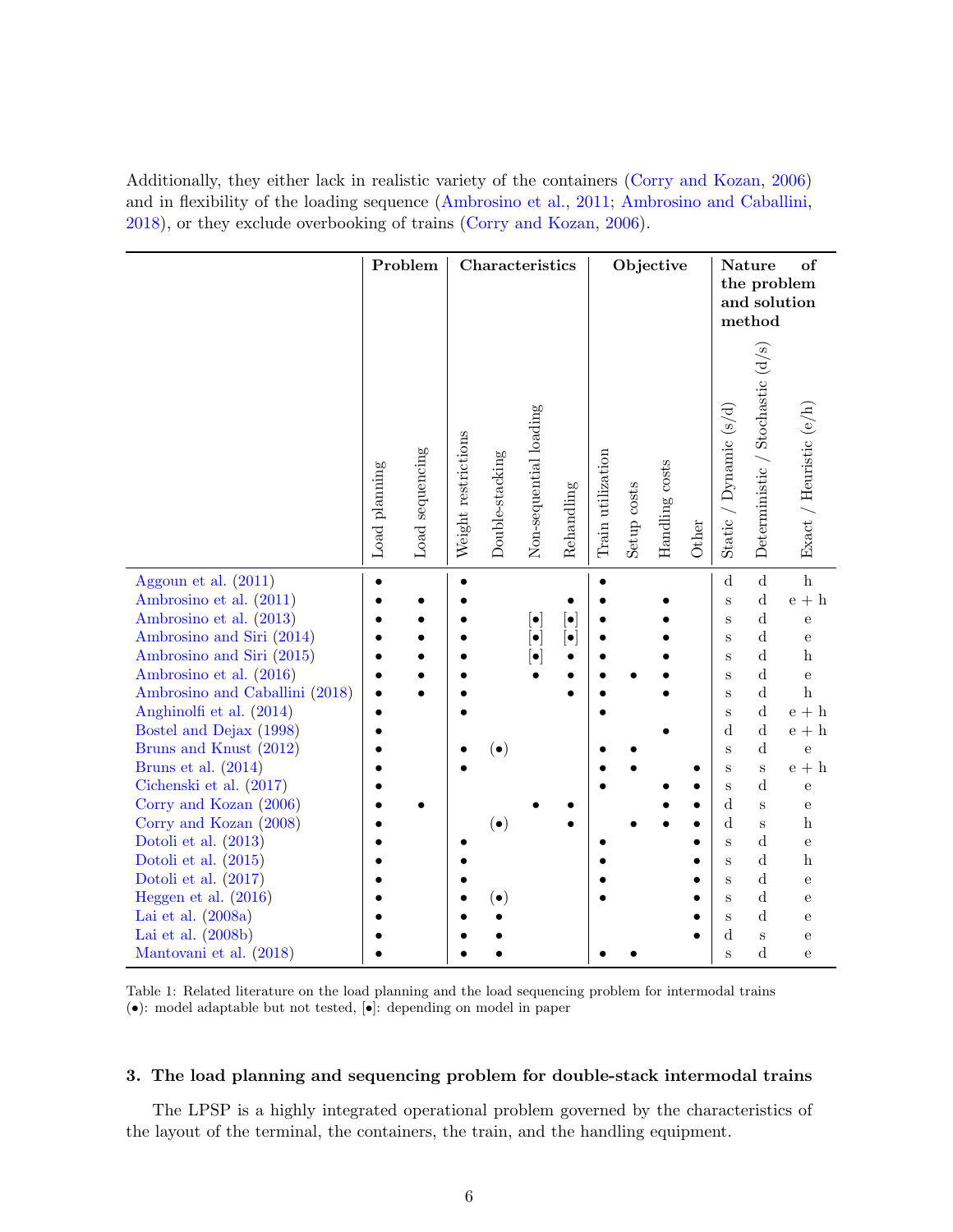Additionally, they either lack in realistic variety of the containers (Corry and Kozan, 2006) and in flexibility of the loading sequence (Ambrosino et al., 2011; Ambrosino and Caballini, 2018), or they exclude overbooking of trains (Corry and Kozan, 2006).

| | **Problem** | | **Characteristics** | | | | **Objective** | | | | **Nature of the problem and solution method** | | |
|---|---|---|---|---|---|---|---|---|---|---|---|---|---|
| | Load planning | Load sequencing | Weight restrictions | Double-stacking | Non-sequential loading | Rehandling | Train utilization | Setup costs | Handling costs | Other | Static / Dynamic (s/d) | Deterministic / Stochastic (d/s) | Exact / Heuristic (e/h) |
| Aggoun et al. (2011) | • | | • | | | | • | | | | d | d | h |
| Ambrosino et al. (2011) | • | • | • | | | • | • | | • | | s | d | e + h |
| Ambrosino et al. (2013) | • | • | • | | [•] | [•] | • | | • | | s | d | e |
| Ambrosino and Siri (2014) | • | • | • | | [•] | [•] | • | | • | | s | d | e |
| Ambrosino and Siri (2015) | • | • | • | | [•] | • | • | | • | | s | d | h |
| Ambrosino et al. (2016) | • | • | • | | • | • | • | • | • | | s | d | e |
| Ambrosino and Caballini (2018) | • | • | • | | | • | • | | • | | s | d | h |
| Anghinolfi et al. (2014) | • | | • | | | | • | | | | s | d | e + h |
| Bostel and Dejax (1998) | • | | | | | | | | • | | d | d | e + h |
| Bruns and Knust (2012) | • | | • | (•) | | | • | • | | | s | d | e |
| Bruns et al. (2014) | • | | • | | | | • | • | | • | s | s | e + h |
| Cichenski et al. (2017) | • | | | | | | • | | • | • | s | d | e |
| Corry and Kozan (2006) | • | • | | | • | • | | | • | • | d | s | e |
| Corry and Kozan (2008) | • | | | (•) | | • | | • | • | • | d | s | h |
| Dotoli et al. (2013) | • | | • | | | | • | | | • | s | d | e |
| Dotoli et al. (2015) | • | | • | | | | • | | | • | s | d | h |
| Dotoli et al. (2017) | • | | • | | | | • | | | • | s | d | e |
| Heggen et al. (2016) | • | | • | (•) | | | • | | | • | s | d | e |
| Lai et al. (2008a) | • | | • | • | | | | | | • | s | d | e |
| Lai et al. (2008b) | • | | • | • | | | | | | • | d | s | e |
| Mantovani et al. (2018) | • | | • | • | | | • | • | | | s | d | e |

Table 1: Related literature on the load planning and the load sequencing problem for intermodal trains
(•): model adaptable but not tested, [•]: depending on model in paper

## 3. The load planning and sequencing problem for double-stack intermodal trains

The LPSP is a highly integrated operational problem governed by the characteristics of the layout of the terminal, the containers, the train, and the handling equipment.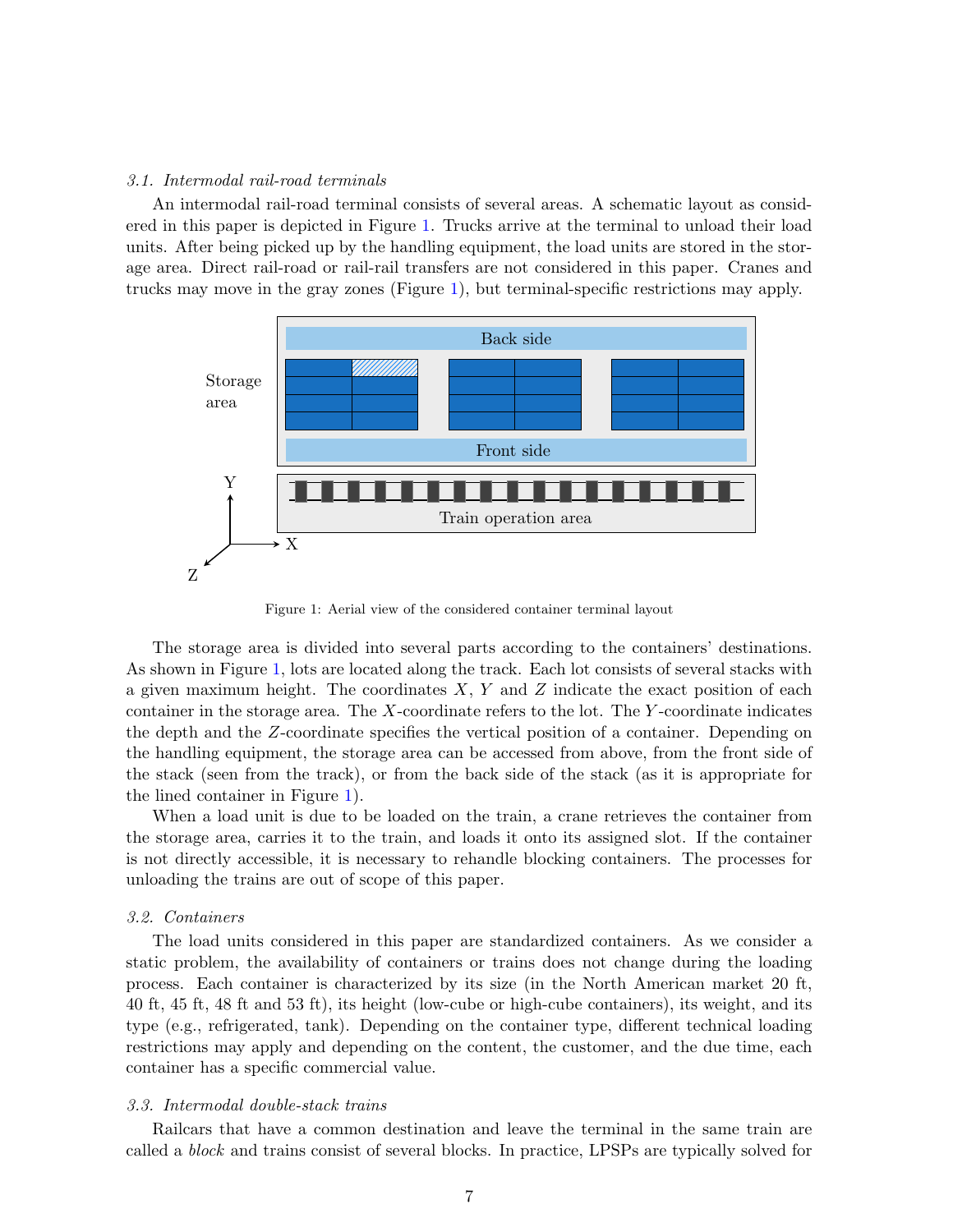### 3.1. Intermodal rail-road terminals

An intermodal rail-road terminal consists of several areas. A schematic layout as considered in this paper is depicted in Figure 1. Trucks arrive at the terminal to unload their load units. After being picked up by the handling equipment, the load units are stored in the storage area. Direct rail-road or rail-rail transfers are not considered in this paper. Cranes and trucks may move in the gray zones (Figure 1), but terminal-specific restrictions may apply.

Figure 1: Aerial view of the considered container terminal layout

The storage area is divided into several parts according to the containers' destinations. As shown in Figure 1, lots are located along the track. Each lot consists of several stacks with a given maximum height. The coordinates $X$, $Y$ and $Z$ indicate the exact position of each container in the storage area. The $X$-coordinate refers to the lot. The $Y$-coordinate indicates the depth and the $Z$-coordinate specifies the vertical position of a container. Depending on the handling equipment, the storage area can be accessed from above, from the front side of the stack (seen from the track), or from the back side of the stack (as it is appropriate for the lined container in Figure 1).

When a load unit is due to be loaded on the train, a crane retrieves the container from the storage area, carries it to the train, and loads it onto its assigned slot. If the container is not directly accessible, it is necessary to rehandle blocking containers. The processes for unloading the trains are out of scope of this paper.

### 3.2. Containers

The load units considered in this paper are standardized containers. As we consider a static problem, the availability of containers or trains does not change during the loading process. Each container is characterized by its size (in the North American market 20 ft, 40 ft, 45 ft, 48 ft and 53 ft), its height (low-cube or high-cube containers), its weight, and its type (e.g., refrigerated, tank). Depending on the container type, different technical loading restrictions may apply and depending on the content, the customer, and the due time, each container has a specific commercial value.

### 3.3. Intermodal double-stack trains

Railcars that have a common destination and leave the terminal in the same train are called a *block* and trains consist of several blocks. In practice, LPSPs are typically solved for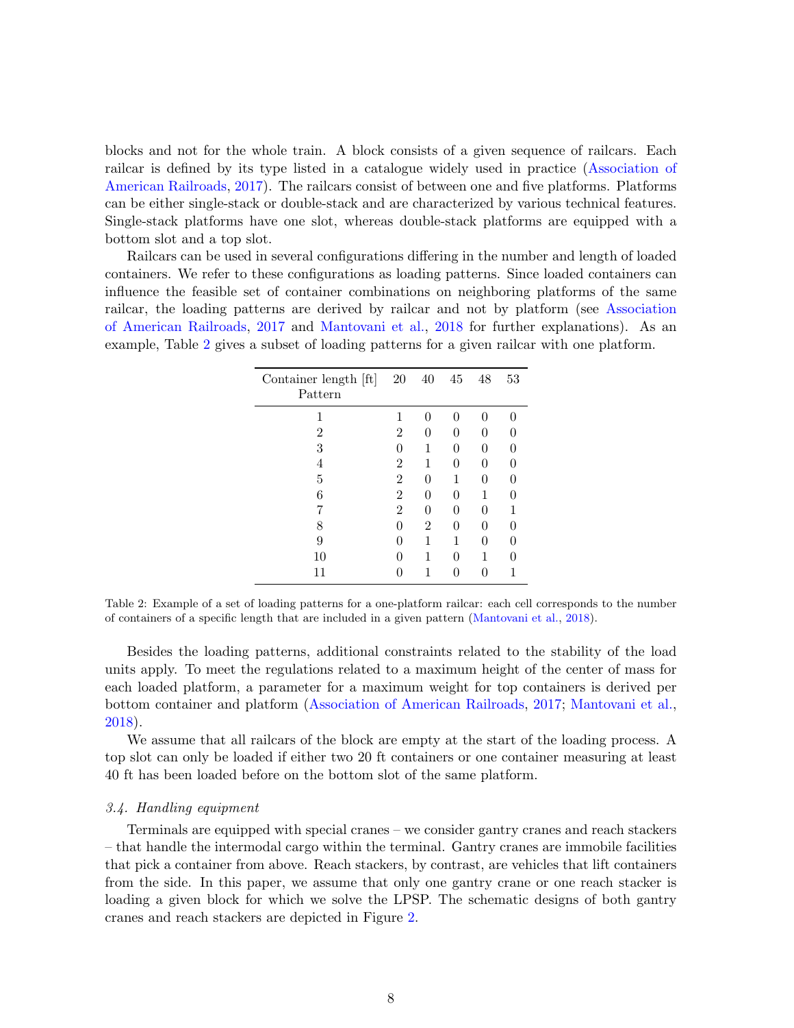blocks and not for the whole train. A block consists of a given sequence of railcars. Each railcar is defined by its type listed in a catalogue widely used in practice (Association of American Railroads, 2017). The railcars consist of between one and five platforms. Platforms can be either single-stack or double-stack and are characterized by various technical features. Single-stack platforms have one slot, whereas double-stack platforms are equipped with a bottom slot and a top slot.

Railcars can be used in several configurations differing in the number and length of loaded containers. We refer to these configurations as loading patterns. Since loaded containers can influence the feasible set of container combinations on neighboring platforms of the same railcar, the loading patterns are derived by railcar and not by platform (see Association of American Railroads, 2017 and Mantovani et al., 2018 for further explanations). As an example, Table 2 gives a subset of loading patterns for a given railcar with one platform.

| Container length [ft] Pattern | 20 | 40 | 45 | 48 | 53 |
|---|---|---|---|---|---|
| 1 | 1 | 0 | 0 | 0 | 0 |
| 2 | 2 | 0 | 0 | 0 | 0 |
| 3 | 0 | 1 | 0 | 0 | 0 |
| 4 | 2 | 1 | 0 | 0 | 0 |
| 5 | 2 | 0 | 1 | 0 | 0 |
| 6 | 2 | 0 | 0 | 1 | 0 |
| 7 | 2 | 0 | 0 | 0 | 1 |
| 8 | 0 | 2 | 0 | 0 | 0 |
| 9 | 0 | 1 | 1 | 0 | 0 |
| 10 | 0 | 1 | 0 | 1 | 0 |
| 11 | 0 | 1 | 0 | 0 | 1 |

Table 2: Example of a set of loading patterns for a one-platform railcar: each cell corresponds to the number of containers of a specific length that are included in a given pattern (Mantovani et al., 2018).

Besides the loading patterns, additional constraints related to the stability of the load units apply. To meet the regulations related to a maximum height of the center of mass for each loaded platform, a parameter for a maximum weight for top containers is derived per bottom container and platform (Association of American Railroads, 2017; Mantovani et al., 2018).

We assume that all railcars of the block are empty at the start of the loading process. A top slot can only be loaded if either two 20 ft containers or one container measuring at least 40 ft has been loaded before on the bottom slot of the same platform.

### *3.4. Handling equipment*

Terminals are equipped with special cranes – we consider gantry cranes and reach stackers – that handle the intermodal cargo within the terminal. Gantry cranes are immobile facilities that pick a container from above. Reach stackers, by contrast, are vehicles that lift containers from the side. In this paper, we assume that only one gantry crane or one reach stacker is loading a given block for which we solve the LPSP. The schematic designs of both gantry cranes and reach stackers are depicted in Figure 2.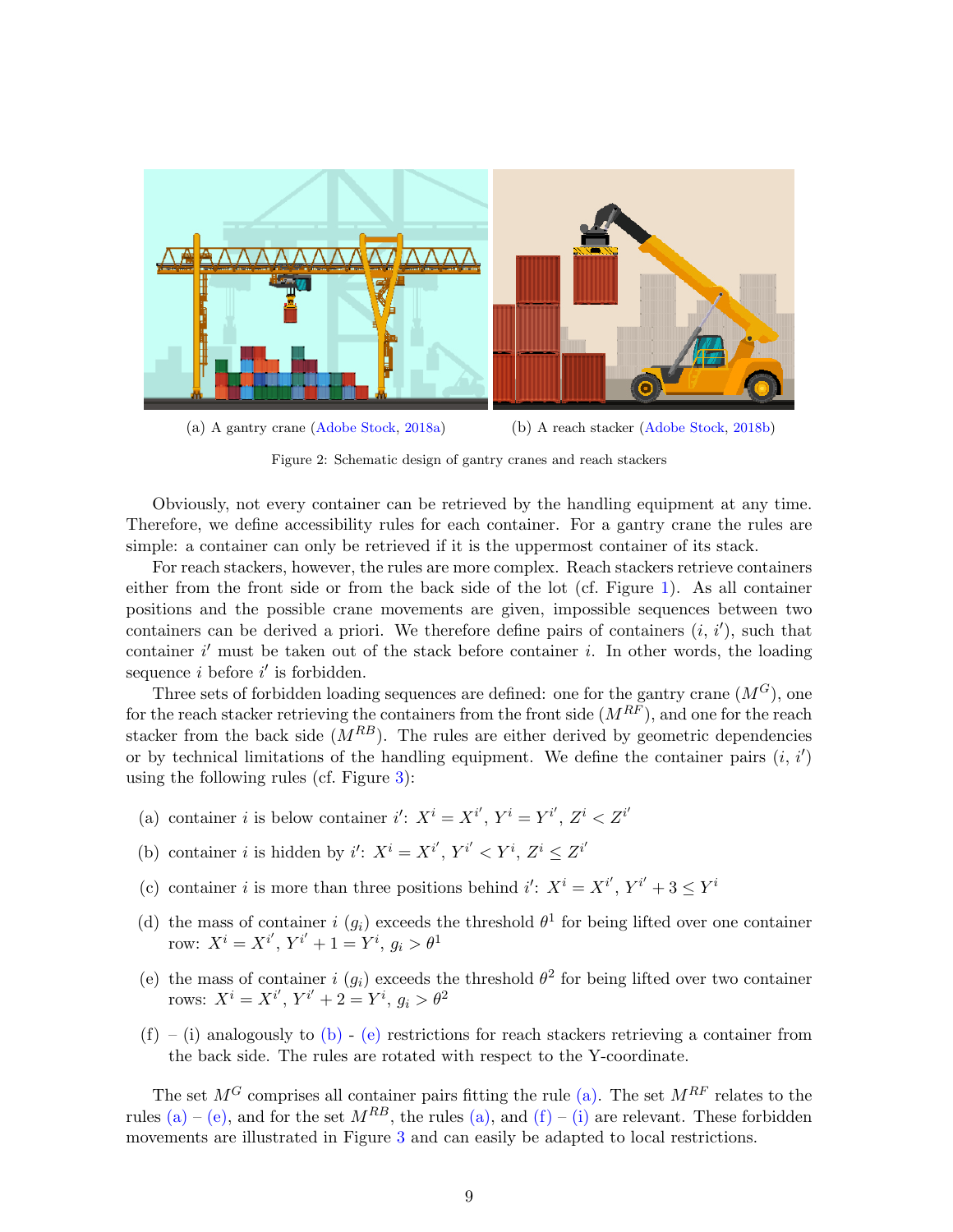(a) A gantry crane (Adobe Stock, 2018a)

(b) A reach stacker (Adobe Stock, 2018b)

Figure 2: Schematic design of gantry cranes and reach stackers

Obviously, not every container can be retrieved by the handling equipment at any time. Therefore, we define accessibility rules for each container. For a gantry crane the rules are simple: a container can only be retrieved if it is the uppermost container of its stack.

For reach stackers, however, the rules are more complex. Reach stackers retrieve containers either from the front side or from the back side of the lot (cf. Figure 1). As all container positions and the possible crane movements are given, impossible sequences between two containers can be derived a priori. We therefore define pairs of containers $(i, i')$, such that container $i'$ must be taken out of the stack before container $i$. In other words, the loading sequence $i$ before $i'$ is forbidden.

Three sets of forbidden loading sequences are defined: one for the gantry crane ($M^G$), one for the reach stacker retrieving the containers from the front side ($M^{RF}$), and one for the reach stacker from the back side ($M^{RB}$). The rules are either derived by geometric dependencies or by technical limitations of the handling equipment. We define the container pairs $(i, i')$ using the following rules (cf. Figure 3):

(a) container $i$ is below container $i'$: $X^i = X^{i'}$, $Y^i = Y^{i'}$, $Z^i < Z^{i'}$

(b) container $i$ is hidden by $i'$: $X^i = X^{i'}$, $Y^{i'} < Y^i$, $Z^i \leq Z^{i'}$

(c) container $i$ is more than three positions behind $i'$: $X^i = X^{i'}$, $Y^{i'} + 3 \leq Y^i$

(d) the mass of container $i$ ($g_i$) exceeds the threshold $\theta^1$ for being lifted over one container row: $X^i = X^{i'}$, $Y^{i'} + 1 = Y^i$, $g_i > \theta^1$

(e) the mass of container $i$ ($g_i$) exceeds the threshold $\theta^2$ for being lifted over two container rows: $X^i = X^{i'}$, $Y^{i'} + 2 = Y^i$, $g_i > \theta^2$

(f) – (i) analogously to (b) - (e) restrictions for reach stackers retrieving a container from the back side. The rules are rotated with respect to the Y-coordinate.

The set $M^G$ comprises all container pairs fitting the rule (a). The set $M^{RF}$ relates to the rules (a) – (e), and for the set $M^{RB}$, the rules (a), and (f) – (i) are relevant. These forbidden movements are illustrated in Figure 3 and can easily be adapted to local restrictions.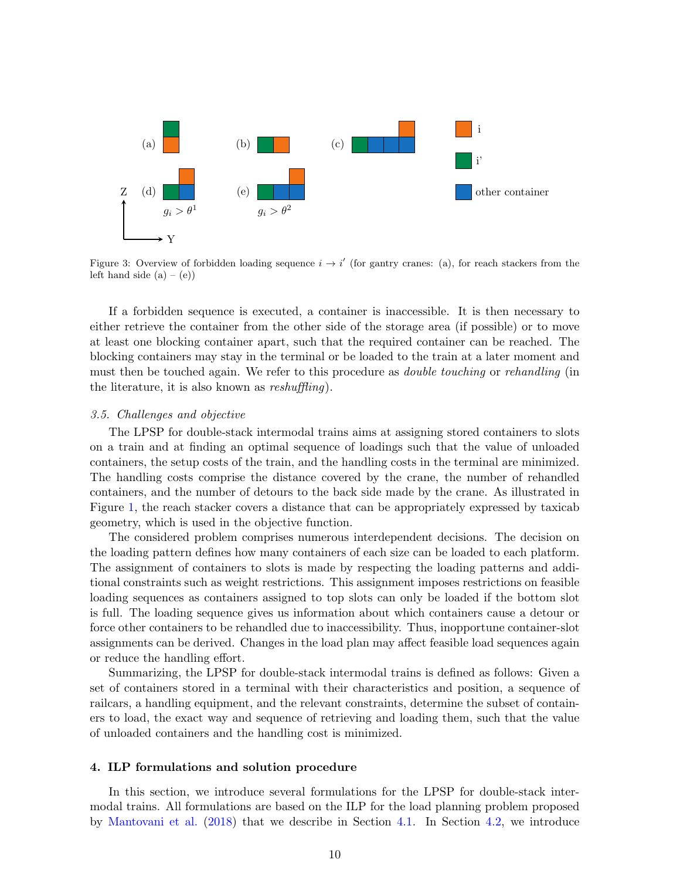Figure 3: Overview of forbidden loading sequence $i \rightarrow i'$ (for gantry cranes: (a), for reach stackers from the left hand side (a) – (e))

If a forbidden sequence is executed, a container is inaccessible. It is then necessary to either retrieve the container from the other side of the storage area (if possible) or to move at least one blocking container apart, such that the required container can be reached. The blocking containers may stay in the terminal or be loaded to the train at a later moment and must then be touched again. We refer to this procedure as *double touching* or *rehandling* (in the literature, it is also known as *reshuffling*).

### 3.5. Challenges and objective

The LPSP for double-stack intermodal trains aims at assigning stored containers to slots on a train and at finding an optimal sequence of loadings such that the value of unloaded containers, the setup costs of the train, and the handling costs in the terminal are minimized. The handling costs comprise the distance covered by the crane, the number of rehandled containers, and the number of detours to the back side made by the crane. As illustrated in Figure 1, the reach stacker covers a distance that can be appropriately expressed by taxicab geometry, which is used in the objective function.

The considered problem comprises numerous interdependent decisions. The decision on the loading pattern defines how many containers of each size can be loaded to each platform. The assignment of containers to slots is made by respecting the loading patterns and additional constraints such as weight restrictions. This assignment imposes restrictions on feasible loading sequences as containers assigned to top slots can only be loaded if the bottom slot is full. The loading sequence gives us information about which containers cause a detour or force other containers to be rehandled due to inaccessibility. Thus, inopportune container-slot assignments can be derived. Changes in the load plan may affect feasible load sequences again or reduce the handling effort.

Summarizing, the LPSP for double-stack intermodal trains is defined as follows: Given a set of containers stored in a terminal with their characteristics and position, a sequence of railcars, a handling equipment, and the relevant constraints, determine the subset of containers to load, the exact way and sequence of retrieving and loading them, such that the value of unloaded containers and the handling cost is minimized.

## 4. ILP formulations and solution procedure

In this section, we introduce several formulations for the LPSP for double-stack intermodal trains. All formulations are based on the ILP for the load planning problem proposed by Mantovani et al. (2018) that we describe in Section 4.1. In Section 4.2, we introduce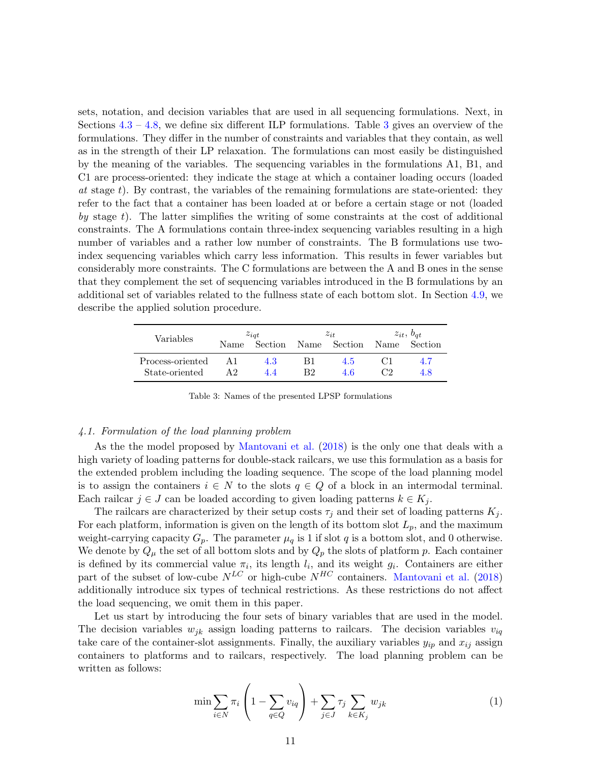sets, notation, and decision variables that are used in all sequencing formulations. Next, in Sections 4.3 – 4.8, we define six different ILP formulations. Table 3 gives an overview of the formulations. They differ in the number of constraints and variables that they contain, as well as in the strength of their LP relaxation. The formulations can most easily be distinguished by the meaning of the variables. The sequencing variables in the formulations A1, B1, and C1 are process-oriented: they indicate the stage at which a container loading occurs (loaded *at* stage $t$). By contrast, the variables of the remaining formulations are state-oriented: they refer to the fact that a container has been loaded at or before a certain stage or not (loaded *by* stage $t$). The latter simplifies the writing of some constraints at the cost of additional constraints. The A formulations contain three-index sequencing variables resulting in a high number of variables and a rather low number of constraints. The B formulations use two-index sequencing variables which carry less information. This results in fewer variables but considerably more constraints. The C formulations are between the A and B ones in the sense that they complement the set of sequencing variables introduced in the B formulations by an additional set of variables related to the fullness state of each bottom slot. In Section 4.9, we describe the applied solution procedure.

| Variables | $z_{iqt}$ | | $z_{it}$ | | $z_{it}$, $b_{qt}$ | |
|---|---|---|---|---|---|---|
| | Name | Section | Name | Section | Name | Section |
| Process-oriented | A1 | 4.3 | B1 | 4.5 | C1 | 4.7 |
| State-oriented | A2 | 4.4 | B2 | 4.6 | C2 | 4.8 |

Table 3: Names of the presented LPSP formulations

### *4.1. Formulation of the load planning problem*

As the the model proposed by Mantovani et al. (2018) is the only one that deals with a high variety of loading patterns for double-stack railcars, we use this formulation as a basis for the extended problem including the loading sequence. The scope of the load planning model is to assign the containers $i \in N$ to the slots $q \in Q$ of a block in an intermodal terminal. Each railcar $j \in J$ can be loaded according to given loading patterns $k \in K_j$.

The railcars are characterized by their setup costs $\tau_j$ and their set of loading patterns $K_j$. For each platform, information is given on the length of its bottom slot $L_p$, and the maximum weight-carrying capacity $G_p$. The parameter $\mu_q$ is 1 if slot $q$ is a bottom slot, and 0 otherwise. We denote by $Q_\mu$ the set of all bottom slots and by $Q_p$ the slots of platform $p$. Each container is defined by its commercial value $\pi_i$, its length $l_i$, and its weight $g_i$. Containers are either part of the subset of low-cube $N^{LC}$ or high-cube $N^{HC}$ containers. Mantovani et al. (2018) additionally introduce six types of technical restrictions. As these restrictions do not affect the load sequencing, we omit them in this paper.

Let us start by introducing the four sets of binary variables that are used in the model. The decision variables $w_{jk}$ assign loading patterns to railcars. The decision variables $v_{iq}$ take care of the container-slot assignments. Finally, the auxiliary variables $y_{ip}$ and $x_{ij}$ assign containers to platforms and to railcars, respectively. The load planning problem can be written as follows:

$$\min \sum_{i \in N} \pi_i \left(1 - \sum_{q \in Q} v_{iq}\right) + \sum_{j \in J} \tau_j \sum_{k \in K_j} w_{jk} \tag{1}$$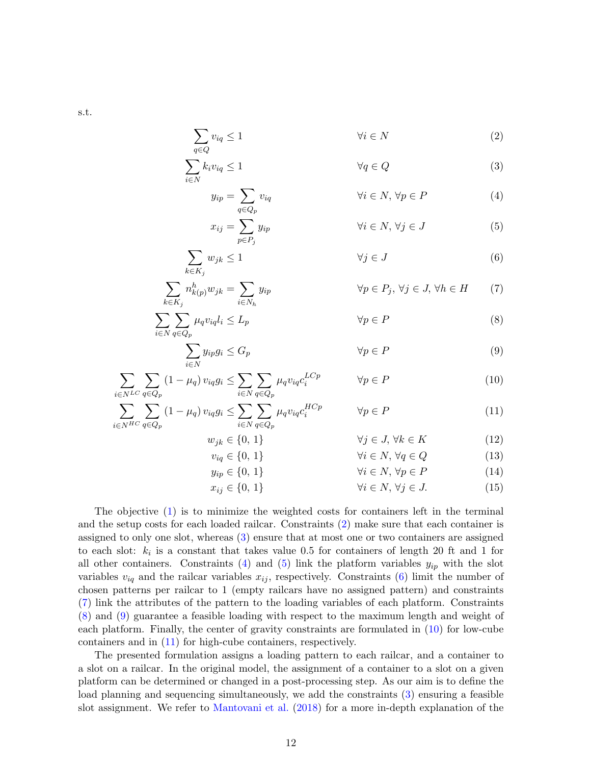s.t.

$$\sum_{q \in Q} v_{iq} \leq 1 \qquad \forall i \in N \tag{2}$$

$$\sum_{i \in N} k_i v_{iq} \leq 1 \qquad \forall q \in Q \tag{3}$$

$$y_{ip} = \sum_{q \in Q_p} v_{iq} \qquad \forall i \in N, \forall p \in P \tag{4}$$

$$x_{ij} = \sum_{p \in P_j} y_{ip} \qquad \forall i \in N, \forall j \in J \tag{5}$$

$$\sum_{k \in K_j} w_{jk} \leq 1 \qquad \forall j \in J \tag{6}$$

$$\sum_{k \in K_j} n^h_{k(p)} w_{jk} = \sum_{i \in N_h} y_{ip} \qquad \forall p \in P_j, \forall j \in J, \forall h \in H \tag{7}$$

$$\sum_{i \in N} \sum_{q \in Q_p} \mu_q v_{iq} l_i \leq L_p \qquad \forall p \in P \tag{8}$$

$$\sum_{i \in N} y_{ip} g_i \leq G_p \qquad \forall p \in P \tag{9}$$

$$\sum_{i \in N^{LC}} \sum_{q \in Q_p} (1 - \mu_q)\, v_{iq} g_i \leq \sum_{i \in N} \sum_{q \in Q_p} \mu_q v_{iq} c_i^{LCp} \qquad \forall p \in P \tag{10}$$

$$\sum_{i \in N^{HC}} \sum_{q \in Q_p} (1 - \mu_q)\, v_{iq} g_i \leq \sum_{i \in N} \sum_{q \in Q_p} \mu_q v_{iq} c_i^{HCp} \qquad \forall p \in P \tag{11}$$

$$w_{jk} \in \{0, 1\} \qquad \forall j \in J, \forall k \in K \tag{12}$$

$$v_{iq} \in \{0, 1\} \qquad \forall i \in N, \forall q \in Q \tag{13}$$

$$y_{ip} \in \{0, 1\} \qquad \forall i \in N, \forall p \in P \tag{14}$$

$$x_{ij} \in \{0, 1\} \qquad \forall i \in N, \forall j \in J. \tag{15}$$

The objective (1) is to minimize the weighted costs for containers left in the terminal and the setup costs for each loaded railcar. Constraints (2) make sure that each container is assigned to only one slot, whereas (3) ensure that at most one or two containers are assigned to each slot: $k_i$ is a constant that takes value 0.5 for containers of length 20 ft and 1 for all other containers. Constraints (4) and (5) link the platform variables $y_{ip}$ with the slot variables $v_{iq}$ and the railcar variables $x_{ij}$, respectively. Constraints (6) limit the number of chosen patterns per railcar to 1 (empty railcars have no assigned pattern) and constraints (7) link the attributes of the pattern to the loading variables of each platform. Constraints (8) and (9) guarantee a feasible loading with respect to the maximum length and weight of each platform. Finally, the center of gravity constraints are formulated in (10) for low-cube containers and in (11) for high-cube containers, respectively.

The presented formulation assigns a loading pattern to each railcar, and a container to a slot on a railcar. In the original model, the assignment of a container to a slot on a given platform can be determined or changed in a post-processing step. As our aim is to define the load planning and sequencing simultaneously, we add the constraints (3) ensuring a feasible slot assignment. We refer to Mantovani et al. (2018) for a more in-depth explanation of the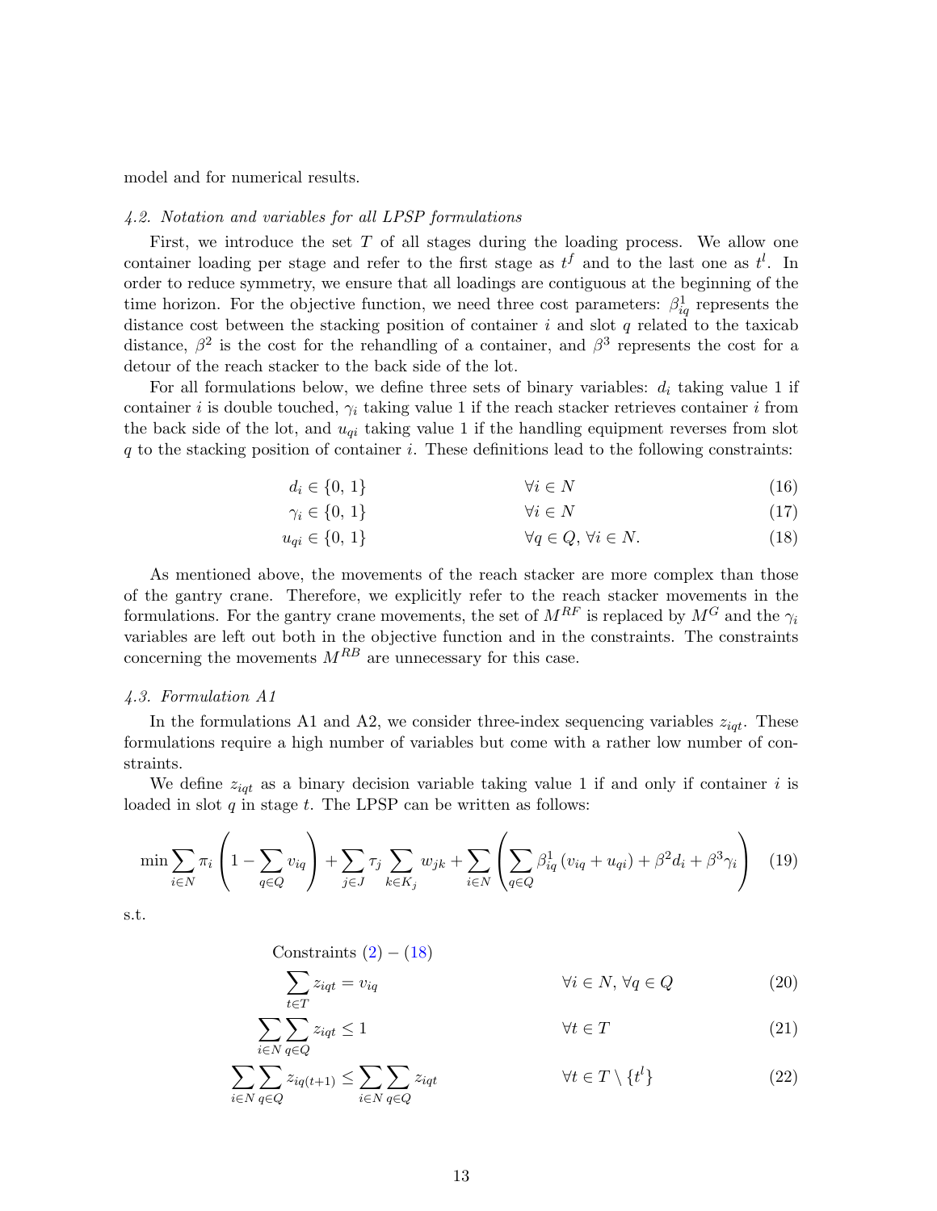model and for numerical results.

### 4.2. Notation and variables for all LPSP formulations

First, we introduce the set $T$ of all stages during the loading process. We allow one container loading per stage and refer to the first stage as $t^f$ and to the last one as $t^l$. In order to reduce symmetry, we ensure that all loadings are contiguous at the beginning of the time horizon. For the objective function, we need three cost parameters: $\beta^1_{iq}$ represents the distance cost between the stacking position of container $i$ and slot $q$ related to the taxicab distance, $\beta^2$ is the cost for the rehandling of a container, and $\beta^3$ represents the cost for a detour of the reach stacker to the back side of the lot.

For all formulations below, we define three sets of binary variables: $d_i$ taking value 1 if container $i$ is double touched, $\gamma_i$ taking value 1 if the reach stacker retrieves container $i$ from the back side of the lot, and $u_{qi}$ taking value 1 if the handling equipment reverses from slot $q$ to the stacking position of container $i$. These definitions lead to the following constraints:

$$d_i \in \{0, 1\} \qquad \forall i \in N \tag{16}$$

$$\gamma_i \in \{0, 1\} \qquad \forall i \in N \tag{17}$$

$$u_{qi} \in \{0, 1\} \qquad \forall q \in Q, \forall i \in N. \tag{18}$$

As mentioned above, the movements of the reach stacker are more complex than those of the gantry crane. Therefore, we explicitly refer to the reach stacker movements in the formulations. For the gantry crane movements, the set of $M^{RF}$ is replaced by $M^G$ and the $\gamma_i$ variables are left out both in the objective function and in the constraints. The constraints concerning the movements $M^{RB}$ are unnecessary for this case.

### 4.3. Formulation A1

In the formulations A1 and A2, we consider three-index sequencing variables $z_{iqt}$. These formulations require a high number of variables but come with a rather low number of constraints.

We define $z_{iqt}$ as a binary decision variable taking value 1 if and only if container $i$ is loaded in slot $q$ in stage $t$. The LPSP can be written as follows:

$$\min \sum_{i \in N} \pi_i \left(1 - \sum_{q \in Q} v_{iq}\right) + \sum_{j \in J} \tau_j \sum_{k \in K_j} w_{jk} + \sum_{i \in N} \left(\sum_{q \in Q} \beta^1_{iq} \left(v_{iq} + u_{qi}\right) + \beta^2 d_i + \beta^3 \gamma_i\right) \tag{19}$$

s.t.

Constraints (2) – (18)

$$\sum_{t \in T} z_{iqt} = v_{iq} \qquad \forall i \in N, \forall q \in Q \tag{20}$$

$$\sum_{i \in N} \sum_{q \in Q} z_{iqt} \leq 1 \qquad \forall t \in T \tag{21}$$

$$\sum_{i \in N} \sum_{q \in Q} z_{iq(t+1)} \leq \sum_{i \in N} \sum_{q \in Q} z_{iqt} \qquad \forall t \in T \setminus \{t^l\} \tag{22}$$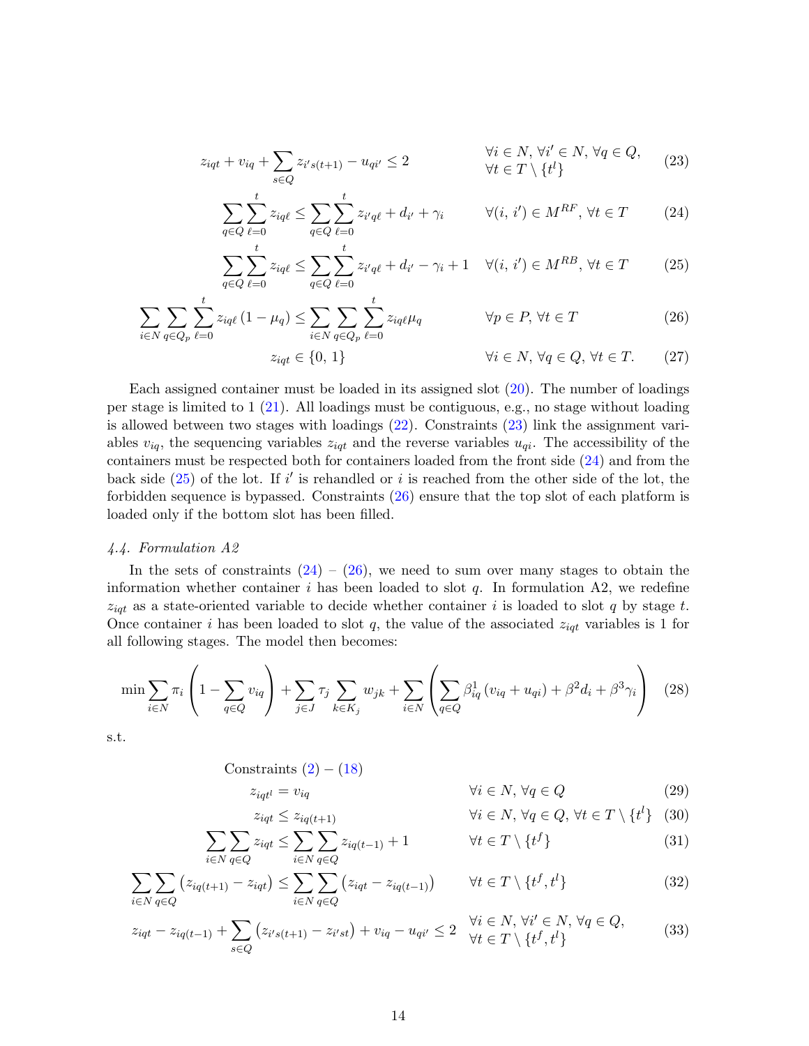$$z_{iqt} + v_{iq} + \sum_{s \in Q} z_{i's(t+1)} - u_{qi'} \leq 2 \qquad \forall i \in N, \forall i' \in N, \forall q \in Q, \forall t \in T \setminus \{t^l\} \tag{23}$$

$$\sum_{q \in Q} \sum_{\ell=0}^{t} z_{iq\ell} \leq \sum_{q \in Q} \sum_{\ell=0}^{t} z_{i'q\ell} + d_{i'} + \gamma_i \qquad \forall (i, i') \in M^{RF}, \forall t \in T \tag{24}$$

$$\sum_{q \in Q} \sum_{\ell=0}^{t} z_{iq\ell} \leq \sum_{q \in Q} \sum_{\ell=0}^{t} z_{i'q\ell} + d_{i'} - \gamma_i + 1 \qquad \forall (i, i') \in M^{RB}, \forall t \in T \tag{25}$$

$$\sum_{i \in N} \sum_{q \in Q_p} \sum_{\ell=0}^{t} z_{iq\ell} (1 - \mu_q) \leq \sum_{i \in N} \sum_{q \in Q_p} \sum_{\ell=0}^{t} z_{iq\ell} \mu_q \qquad \forall p \in P, \forall t \in T \tag{26}$$

$$z_{iqt} \in \{0, 1\} \qquad \forall i \in N, \forall q \in Q, \forall t \in T. \tag{27}$$

Each assigned container must be loaded in its assigned slot (20). The number of loadings per stage is limited to 1 (21). All loadings must be contiguous, e.g., no stage without loading is allowed between two stages with loadings (22). Constraints (23) link the assignment variables $v_{iq}$, the sequencing variables $z_{iqt}$ and the reverse variables $u_{qi}$. The accessibility of the containers must be respected both for containers loaded from the front side (24) and from the back side (25) of the lot. If $i'$ is rehandled or $i$ is reached from the other side of the lot, the forbidden sequence is bypassed. Constraints (26) ensure that the top slot of each platform is loaded only if the bottom slot has been filled.

### 4.4. Formulation A2

In the sets of constraints (24) – (26), we need to sum over many stages to obtain the information whether container $i$ has been loaded to slot $q$. In formulation A2, we redefine $z_{iqt}$ as a state-oriented variable to decide whether container $i$ is loaded to slot $q$ by stage $t$. Once container $i$ has been loaded to slot $q$, the value of the associated $z_{iqt}$ variables is 1 for all following stages. The model then becomes:

$$\min \sum_{i \in N} \pi_i \left( 1 - \sum_{q \in Q} v_{iq} \right) + \sum_{j \in J} \tau_j \sum_{k \in K_j} w_{jk} + \sum_{i \in N} \left( \sum_{q \in Q} \beta^1_{iq} (v_{iq} + u_{qi}) + \beta^2 d_i + \beta^3 \gamma_i \right) \tag{28}$$

s.t.

Constraints (2) – (18)

$$z_{iqt^l} = v_{iq} \qquad \forall i \in N, \forall q \in Q \tag{29}$$

$$z_{iqt} \leq z_{iq(t+1)} \qquad \forall i \in N, \forall q \in Q, \forall t \in T \setminus \{t^l\} \tag{30}$$

$$\sum_{i \in N} \sum_{q \in Q} z_{iqt} \leq \sum_{i \in N} \sum_{q \in Q} z_{iq(t-1)} + 1 \qquad \forall t \in T \setminus \{t^f\} \tag{31}$$

$$\sum_{i \in N} \sum_{q \in Q} \left( z_{iq(t+1)} - z_{iqt} \right) \leq \sum_{i \in N} \sum_{q \in Q} \left( z_{iqt} - z_{iq(t-1)} \right) \qquad \forall t \in T \setminus \{t^f, t^l\} \tag{32}$$

$$z_{iqt} - z_{iq(t-1)} + \sum_{s \in Q} \left( z_{i's(t+1)} - z_{i'st} \right) + v_{iq} - u_{qi'} \leq 2 \qquad \forall i \in N, \forall i' \in N, \forall q \in Q, \forall t \in T \setminus \{t^f, t^l\} \tag{33}$$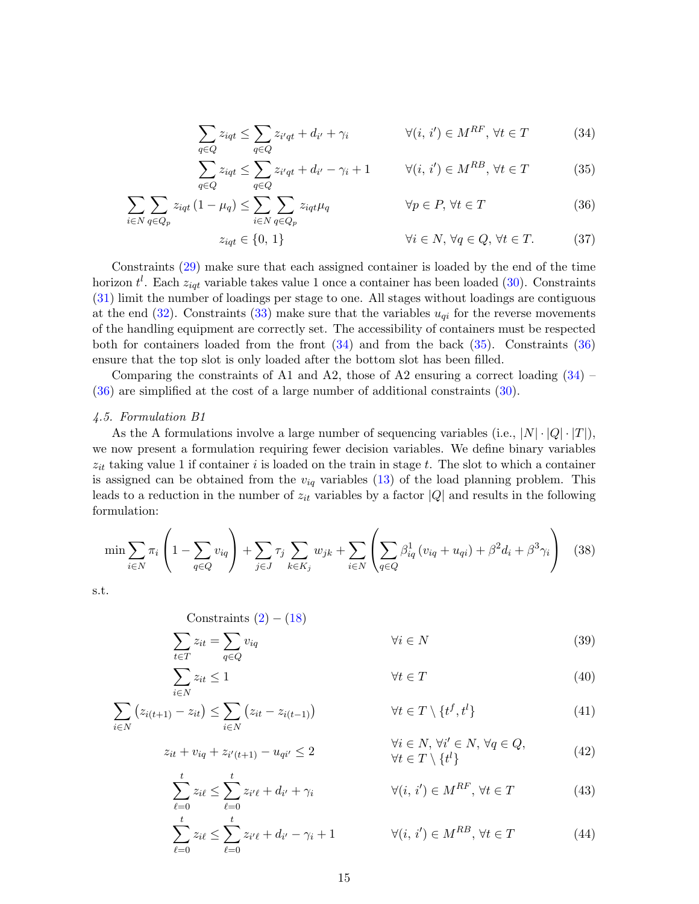$$\sum_{q \in Q} z_{iqt} \leq \sum_{q \in Q} z_{i'qt} + d_{i'} + \gamma_i \qquad \forall (i,\, i') \in M^{RF},\, \forall t \in T \tag{34}$$

$$\sum_{q \in Q} z_{iqt} \leq \sum_{q \in Q} z_{i'qt} + d_{i'} - \gamma_i + 1 \qquad \forall (i,\, i') \in M^{RB},\, \forall t \in T \tag{35}$$

$$\sum_{i \in N} \sum_{q \in Q_p} z_{iqt} \left(1 - \mu_q\right) \leq \sum_{i \in N} \sum_{q \in Q_p} z_{iqt} \mu_q \qquad \forall p \in P,\, \forall t \in T \tag{36}$$

$$z_{iqt} \in \{0,\, 1\} \qquad \forall i \in N,\, \forall q \in Q,\, \forall t \in T. \tag{37}$$

Constraints (29) make sure that each assigned container is loaded by the end of the time horizon $t^l$. Each $z_{iqt}$ variable takes value 1 once a container has been loaded (30). Constraints (31) limit the number of loadings per stage to one. All stages without loadings are contiguous at the end (32). Constraints (33) make sure that the variables $u_{qi}$ for the reverse movements of the handling equipment are correctly set. The accessibility of containers must be respected both for containers loaded from the front (34) and from the back (35). Constraints (36) ensure that the top slot is only loaded after the bottom slot has been filled.

Comparing the constraints of A1 and A2, those of A2 ensuring a correct loading (34) – (36) are simplified at the cost of a large number of additional constraints (30).

### *4.5. Formulation B1*

As the A formulations involve a large number of sequencing variables (i.e., $|N| \cdot |Q| \cdot |T|$), we now present a formulation requiring fewer decision variables. We define binary variables $z_{it}$ taking value 1 if container $i$ is loaded on the train in stage $t$. The slot to which a container is assigned can be obtained from the $v_{iq}$ variables (13) of the load planning problem. This leads to a reduction in the number of $z_{it}$ variables by a factor $|Q|$ and results in the following formulation:

$$\min \sum_{i \in N} \pi_i \left(1 - \sum_{q \in Q} v_{iq}\right) + \sum_{j \in J} \tau_j \sum_{k \in K_j} w_{jk} + \sum_{i \in N} \left(\sum_{q \in Q} \beta^1_{iq} \left(v_{iq} + u_{qi}\right) + \beta^2 d_i + \beta^3 \gamma_i\right) \tag{38}$$

s.t.

Constraints (2) – (18)

$$\sum_{t \in T} z_{it} = \sum_{q \in Q} v_{iq} \qquad \forall i \in N \tag{39}$$

$$\sum_{i \in N} z_{it} \leq 1 \qquad \forall t \in T \tag{40}$$

$$\sum_{i \in N} \left(z_{i(t+1)} - z_{it}\right) \leq \sum_{i \in N} \left(z_{it} - z_{i(t-1)}\right) \qquad \forall t \in T \setminus \{t^f, t^l\} \tag{41}$$

$$z_{it} + v_{iq} + z_{i'(t+1)} - u_{qi'} \leq 2 \qquad \forall i \in N,\, \forall i' \in N,\, \forall q \in Q,\, \forall t \in T \setminus \{t^l\} \tag{42}$$

$$\sum_{\ell=0}^{t} z_{i\ell} \leq \sum_{\ell=0}^{t} z_{i'\ell} + d_{i'} + \gamma_i \qquad \forall (i,\, i') \in M^{RF},\, \forall t \in T \tag{43}$$

$$\sum_{\ell=0}^{t} z_{i\ell} \leq \sum_{\ell=0}^{t} z_{i'\ell} + d_{i'} - \gamma_i + 1 \qquad \forall (i,\, i') \in M^{RB},\, \forall t \in T \tag{44}$$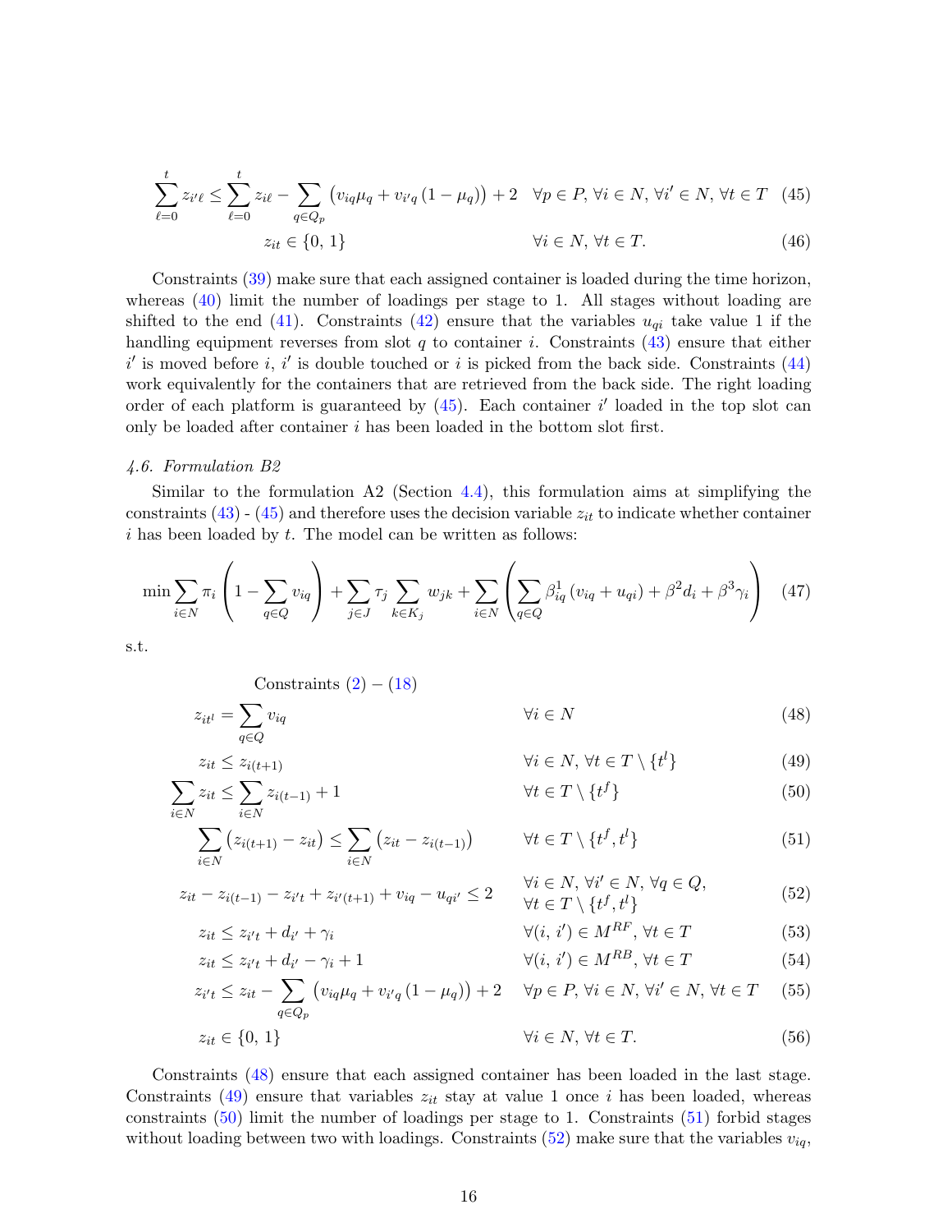$$\sum_{\ell=0}^{t} z_{i'\ell} \leq \sum_{\ell=0}^{t} z_{i\ell} - \sum_{q \in Q_p} \left( v_{iq}\mu_q + v_{i'q}\left(1-\mu_q\right)\right) + 2 \quad \forall p \in P, \forall i \in N, \forall i' \in N, \forall t \in T \tag{45}$$

$$z_{it} \in \{0,\, 1\} \qquad \forall i \in N, \forall t \in T. \tag{46}$$

Constraints (39) make sure that each assigned container is loaded during the time horizon, whereas (40) limit the number of loadings per stage to 1. All stages without loading are shifted to the end (41). Constraints (42) ensure that the variables $u_{qi}$ take value 1 if the handling equipment reverses from slot $q$ to container $i$. Constraints (43) ensure that either $i'$ is moved before $i$, $i'$ is double touched or $i$ is picked from the back side. Constraints (44) work equivalently for the containers that are retrieved from the back side. The right loading order of each platform is guaranteed by (45). Each container $i'$ loaded in the top slot can only be loaded after container $i$ has been loaded in the bottom slot first.

### 4.6. Formulation B2

Similar to the formulation A2 (Section 4.4), this formulation aims at simplifying the constraints (43) - (45) and therefore uses the decision variable $z_{it}$ to indicate whether container $i$ has been loaded by $t$. The model can be written as follows:

$$\min \sum_{i \in N} \pi_i \left(1 - \sum_{q \in Q} v_{iq}\right) + \sum_{j \in J} \tau_j \sum_{k \in K_j} w_{jk} + \sum_{i \in N} \left( \sum_{q \in Q} \beta^1_{iq}\left(v_{iq} + u_{qi}\right) + \beta^2 d_i + \beta^3 \gamma_i \right) \tag{47}$$

s.t.

$$\text{Constraints } (2) - (18)$$

$$z_{it^l} = \sum_{q \in Q} v_{iq} \qquad \forall i \in N \tag{48}$$

$$z_{it} \leq z_{i(t+1)} \qquad \forall i \in N, \forall t \in T \setminus \{t^l\} \tag{49}$$

$$\sum_{i \in N} z_{it} \leq \sum_{i \in N} z_{i(t-1)} + 1 \qquad \forall t \in T \setminus \{t^f\} \tag{50}$$

$$\sum_{i \in N} \left(z_{i(t+1)} - z_{it}\right) \leq \sum_{i \in N} \left(z_{it} - z_{i(t-1)}\right) \qquad \forall t \in T \setminus \{t^f, t^l\} \tag{51}$$

$$z_{it} - z_{i(t-1)} - z_{i't} + z_{i'(t+1)} + v_{iq} - u_{qi'} \leq 2 \qquad \forall i \in N, \forall i' \in N, \forall q \in Q, \forall t \in T \setminus \{t^f, t^l\} \tag{52}$$

$$z_{it} \leq z_{i't} + d_{i'} + \gamma_i \qquad \forall (i,\, i') \in M^{RF}, \forall t \in T \tag{53}$$

$$z_{it} \leq z_{i't} + d_{i'} - \gamma_i + 1 \qquad \forall (i,\, i') \in M^{RB}, \forall t \in T \tag{54}$$

$$z_{i't} \leq z_{it} - \sum_{q \in Q_p} \left( v_{iq}\mu_q + v_{i'q}\left(1-\mu_q\right)\right) + 2 \qquad \forall p \in P, \forall i \in N, \forall i' \in N, \forall t \in T \tag{55}$$

$$z_{it} \in \{0,\, 1\} \qquad \forall i \in N, \forall t \in T. \tag{56}$$

Constraints (48) ensure that each assigned container has been loaded in the last stage. Constraints (49) ensure that variables $z_{it}$ stay at value 1 once $i$ has been loaded, whereas constraints (50) limit the number of loadings per stage to 1. Constraints (51) forbid stages without loading between two with loadings. Constraints (52) make sure that the variables $v_{iq}$,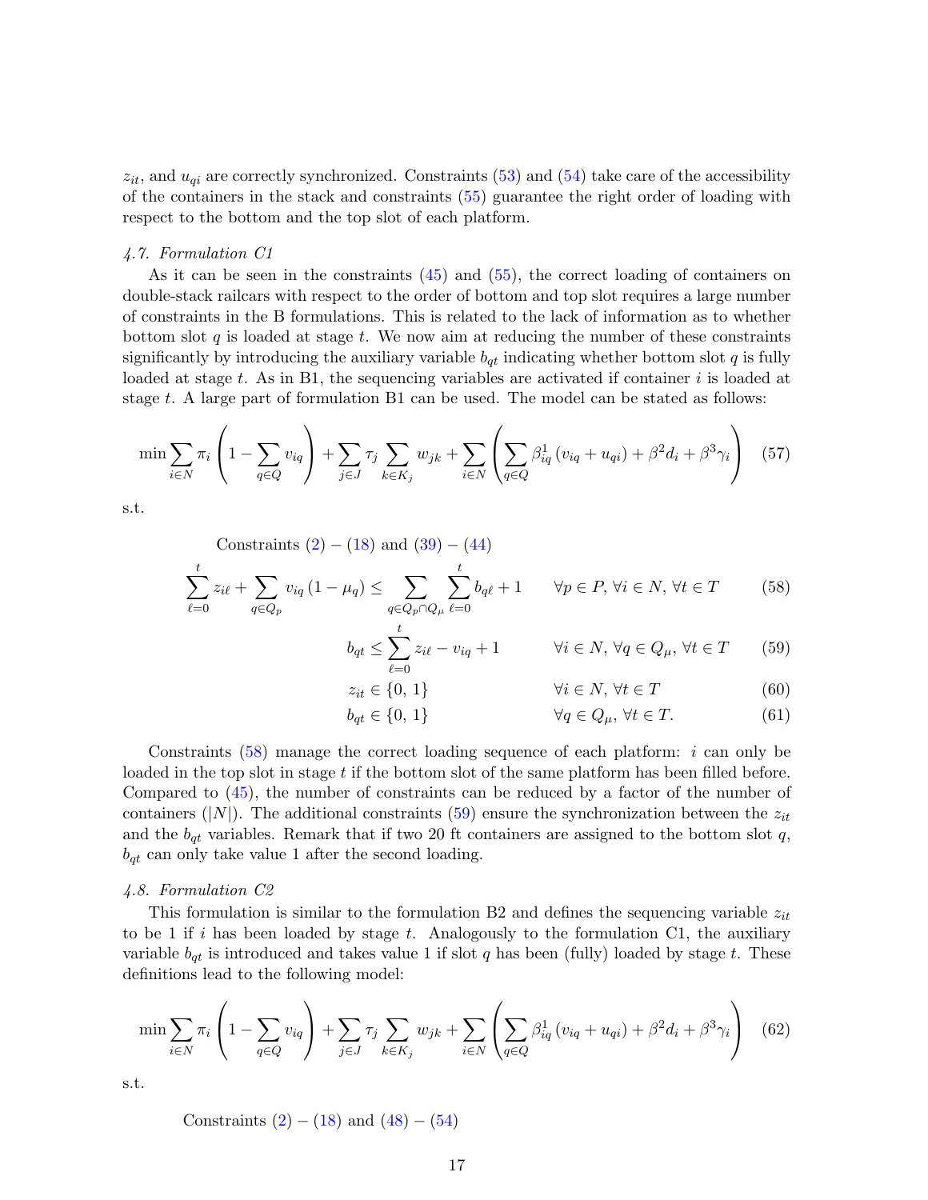$z_{it}$, and $u_{qi}$ are correctly synchronized. Constraints (53) and (54) take care of the accessibility of the containers in the stack and constraints (55) guarantee the right order of loading with respect to the bottom and the top slot of each platform.

### 4.7. Formulation C1

As it can be seen in the constraints (45) and (55), the correct loading of containers on double-stack railcars with respect to the order of bottom and top slot requires a large number of constraints in the B formulations. This is related to the lack of information as to whether bottom slot $q$ is loaded at stage $t$. We now aim at reducing the number of these constraints significantly by introducing the auxiliary variable $b_{qt}$ indicating whether bottom slot $q$ is fully loaded at stage $t$. As in B1, the sequencing variables are activated if container $i$ is loaded at stage $t$. A large part of formulation B1 can be used. The model can be stated as follows:

$$\min \sum_{i \in N} \pi_i \left(1 - \sum_{q \in Q} v_{iq}\right) + \sum_{j \in J} \tau_j \sum_{k \in K_j} w_{jk} + \sum_{i \in N} \left( \sum_{q \in Q} \beta^1_{iq} \left(v_{iq} + u_{qi}\right) + \beta^2 d_i + \beta^3 \gamma_i \right) \quad (57)$$

s.t.

Constraints (2) – (18) and (39) – (44)

$$\sum_{\ell=0}^{t} z_{i\ell} + \sum_{q \in Q_p} v_{iq} \left(1 - \mu_q\right) \leq \sum_{q \in Q_p \cap Q_\mu} \sum_{\ell=0}^{t} b_{q\ell} + 1 \qquad \forall p \in P,\, \forall i \in N,\, \forall t \in T \quad (58)$$

$$b_{qt} \leq \sum_{\ell=0}^{t} z_{i\ell} - v_{iq} + 1 \qquad \forall i \in N,\, \forall q \in Q_\mu,\, \forall t \in T \quad (59)$$

$$z_{it} \in \{0, 1\} \qquad \forall i \in N,\, \forall t \in T \quad (60)$$

$$b_{qt} \in \{0, 1\} \qquad \forall q \in Q_\mu,\, \forall t \in T. \quad (61)$$

Constraints (58) manage the correct loading sequence of each platform: $i$ can only be loaded in the top slot in stage $t$ if the bottom slot of the same platform has been filled before. Compared to (45), the number of constraints can be reduced by a factor of the number of containers ($|N|$). The additional constraints (59) ensure the synchronization between the $z_{it}$ and the $b_{qt}$ variables. Remark that if two 20 ft containers are assigned to the bottom slot $q$, $b_{qt}$ can only take value 1 after the second loading.

### 4.8. Formulation C2

This formulation is similar to the formulation B2 and defines the sequencing variable $z_{it}$ to be 1 if $i$ has been loaded by stage $t$. Analogously to the formulation C1, the auxiliary variable $b_{qt}$ is introduced and takes value 1 if slot $q$ has been (fully) loaded by stage $t$. These definitions lead to the following model:

$$\min \sum_{i \in N} \pi_i \left(1 - \sum_{q \in Q} v_{iq}\right) + \sum_{j \in J} \tau_j \sum_{k \in K_j} w_{jk} + \sum_{i \in N} \left( \sum_{q \in Q} \beta^1_{iq} \left(v_{iq} + u_{qi}\right) + \beta^2 d_i + \beta^3 \gamma_i \right) \quad (62)$$

s.t.

Constraints (2) – (18) and (48) – (54)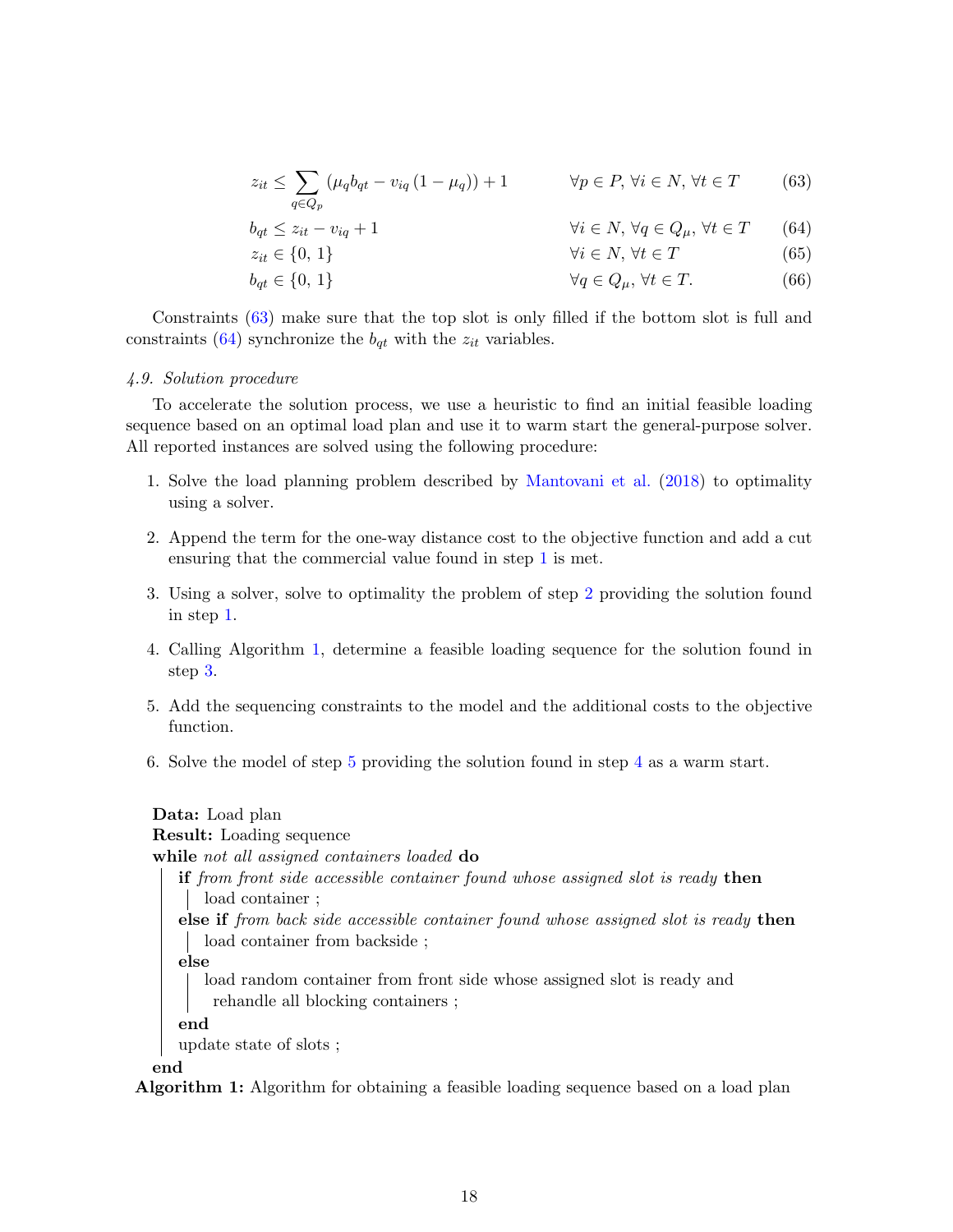$$z_{it} \leq \sum_{q \in Q_p} \left(\mu_q b_{qt} - v_{iq}\left(1 - \mu_q\right)\right) + 1 \qquad \forall p \in P,\, \forall i \in N,\, \forall t \in T \tag{63}$$

$$b_{qt} \leq z_{it} - v_{iq} + 1 \qquad \forall i \in N,\, \forall q \in Q_\mu,\, \forall t \in T \tag{64}$$

$$z_{it} \in \{0,\, 1\} \qquad \forall i \in N,\, \forall t \in T \tag{65}$$

$$b_{qt} \in \{0,\, 1\} \qquad \forall q \in Q_\mu,\, \forall t \in T. \tag{66}$$

Constraints (63) make sure that the top slot is only filled if the bottom slot is full and constraints (64) synchronize the $b_{qt}$ with the $z_{it}$ variables.

### 4.9. Solution procedure

To accelerate the solution process, we use a heuristic to find an initial feasible loading sequence based on an optimal load plan and use it to warm start the general-purpose solver. All reported instances are solved using the following procedure:

1. Solve the load planning problem described by Mantovani et al. (2018) to optimality using a solver.
2. Append the term for the one-way distance cost to the objective function and add a cut ensuring that the commercial value found in step 1 is met.
3. Using a solver, solve to optimality the problem of step 2 providing the solution found in step 1.
4. Calling Algorithm 1, determine a feasible loading sequence for the solution found in step 3.
5. Add the sequencing constraints to the model and the additional costs to the objective function.
6. Solve the model of step 5 providing the solution found in step 4 as a warm start.

```
Data: Load plan
Result: Loading sequence
while not all assigned containers loaded do
    if from front side accessible container found whose assigned slot is ready then
        load container ;
    else if from back side accessible container found whose assigned slot is ready then
        load container from backside ;
    else
        load random container from front side whose assigned slot is ready and
          rehandle all blocking containers ;
    end
    update state of slots ;
end
```

**Algorithm 1:** Algorithm for obtaining a feasible loading sequence based on a load plan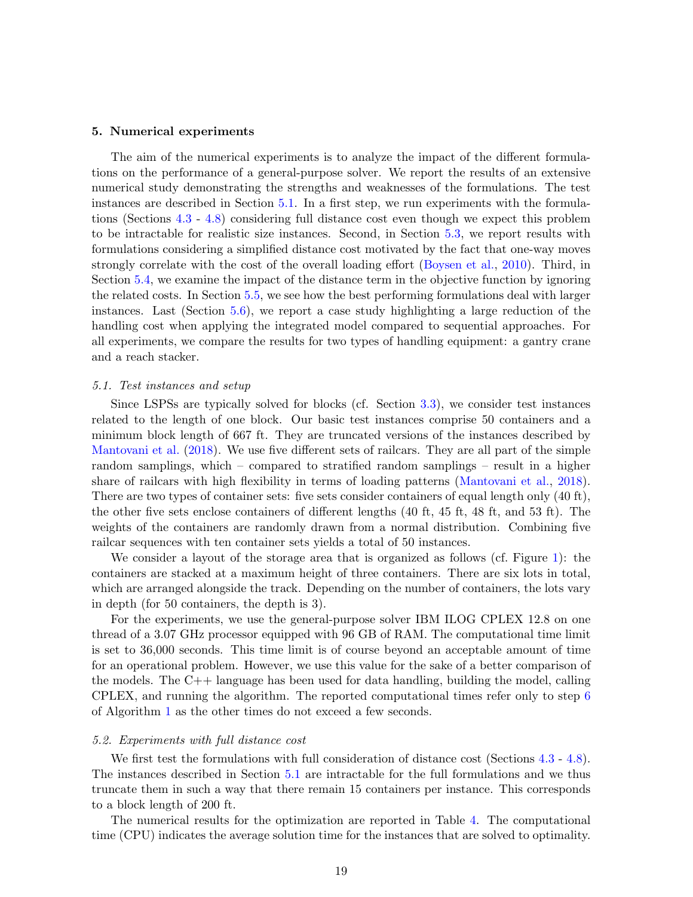## 5. Numerical experiments

The aim of the numerical experiments is to analyze the impact of the different formulations on the performance of a general-purpose solver. We report the results of an extensive numerical study demonstrating the strengths and weaknesses of the formulations. The test instances are described in Section 5.1. In a first step, we run experiments with the formulations (Sections 4.3 - 4.8) considering full distance cost even though we expect this problem to be intractable for realistic size instances. Second, in Section 5.3, we report results with formulations considering a simplified distance cost motivated by the fact that one-way moves strongly correlate with the cost of the overall loading effort (Boysen et al., 2010). Third, in Section 5.4, we examine the impact of the distance term in the objective function by ignoring the related costs. In Section 5.5, we see how the best performing formulations deal with larger instances. Last (Section 5.6), we report a case study highlighting a large reduction of the handling cost when applying the integrated model compared to sequential approaches. For all experiments, we compare the results for two types of handling equipment: a gantry crane and a reach stacker.

### *5.1. Test instances and setup*

Since LSPSs are typically solved for blocks (cf. Section 3.3), we consider test instances related to the length of one block. Our basic test instances comprise 50 containers and a minimum block length of 667 ft. They are truncated versions of the instances described by Mantovani et al. (2018). We use five different sets of railcars. They are all part of the simple random samplings, which – compared to stratified random samplings – result in a higher share of railcars with high flexibility in terms of loading patterns (Mantovani et al., 2018). There are two types of container sets: five sets consider containers of equal length only (40 ft), the other five sets enclose containers of different lengths (40 ft, 45 ft, 48 ft, and 53 ft). The weights of the containers are randomly drawn from a normal distribution. Combining five railcar sequences with ten container sets yields a total of 50 instances.

We consider a layout of the storage area that is organized as follows (cf. Figure 1): the containers are stacked at a maximum height of three containers. There are six lots in total, which are arranged alongside the track. Depending on the number of containers, the lots vary in depth (for 50 containers, the depth is 3).

For the experiments, we use the general-purpose solver IBM ILOG CPLEX 12.8 on one thread of a 3.07 GHz processor equipped with 96 GB of RAM. The computational time limit is set to 36,000 seconds. This time limit is of course beyond an acceptable amount of time for an operational problem. However, we use this value for the sake of a better comparison of the models. The C++ language has been used for data handling, building the model, calling CPLEX, and running the algorithm. The reported computational times refer only to step 6 of Algorithm 1 as the other times do not exceed a few seconds.

### *5.2. Experiments with full distance cost*

We first test the formulations with full consideration of distance cost (Sections 4.3 - 4.8). The instances described in Section 5.1 are intractable for the full formulations and we thus truncate them in such a way that there remain 15 containers per instance. This corresponds to a block length of 200 ft.

The numerical results for the optimization are reported in Table 4. The computational time (CPU) indicates the average solution time for the instances that are solved to optimality.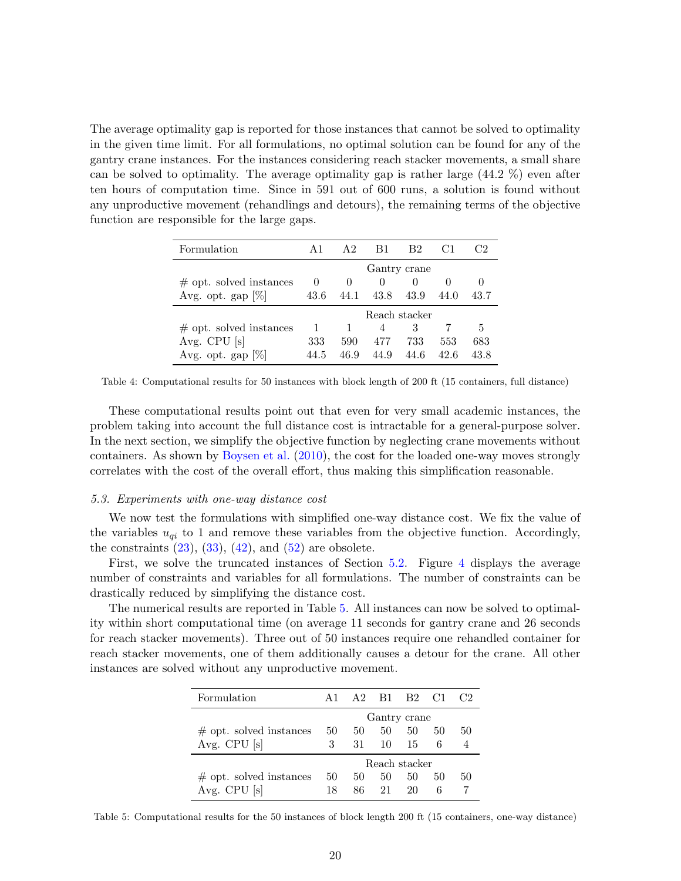The average optimality gap is reported for those instances that cannot be solved to optimality in the given time limit. For all formulations, no optimal solution can be found for any of the gantry crane instances. For the instances considering reach stacker movements, a small share can be solved to optimality. The average optimality gap is rather large (44.2 %) even after ten hours of computation time. Since in 591 out of 600 runs, a solution is found without any unproductive movement (rehandlings and detours), the remaining terms of the objective function are responsible for the large gaps.

| Formulation | A1 | A2 | B1 | B2 | C1 | C2 |
|---|---|---|---|---|---|---|
| | Gantry crane | | | | | |
| # opt. solved instances | 0 | 0 | 0 | 0 | 0 | 0 |
| Avg. opt. gap [%] | 43.6 | 44.1 | 43.8 | 43.9 | 44.0 | 43.7 |
| | Reach stacker | | | | | |
| # opt. solved instances | 1 | 1 | 4 | 3 | 7 | 5 |
| Avg. CPU [s] | 333 | 590 | 477 | 733 | 553 | 683 |
| Avg. opt. gap [%] | 44.5 | 46.9 | 44.9 | 44.6 | 42.6 | 43.8 |

Table 4: Computational results for 50 instances with block length of 200 ft (15 containers, full distance)

These computational results point out that even for very small academic instances, the problem taking into account the full distance cost is intractable for a general-purpose solver. In the next section, we simplify the objective function by neglecting crane movements without containers. As shown by Boysen et al. (2010), the cost for the loaded one-way moves strongly correlates with the cost of the overall effort, thus making this simplification reasonable.

### 5.3. Experiments with one-way distance cost

We now test the formulations with simplified one-way distance cost. We fix the value of the variables $u_{qi}$ to 1 and remove these variables from the objective function. Accordingly, the constraints (23), (33), (42), and (52) are obsolete.

First, we solve the truncated instances of Section 5.2. Figure 4 displays the average number of constraints and variables for all formulations. The number of constraints can be drastically reduced by simplifying the distance cost.

The numerical results are reported in Table 5. All instances can now be solved to optimality within short computational time (on average 11 seconds for gantry crane and 26 seconds for reach stacker movements). Three out of 50 instances require one rehandled container for reach stacker movements, one of them additionally causes a detour for the crane. All other instances are solved without any unproductive movement.

| Formulation | A1 | A2 | B1 | B2 | C1 | C2 |
|---|---|---|---|---|---|---|
| | Gantry crane | | | | | |
| # opt. solved instances | 50 | 50 | 50 | 50 | 50 | 50 |
| Avg. CPU [s] | 3 | 31 | 10 | 15 | 6 | 4 |
| | Reach stacker | | | | | |
| # opt. solved instances | 50 | 50 | 50 | 50 | 50 | 50 |
| Avg. CPU [s] | 18 | 86 | 21 | 20 | 6 | 7 |

Table 5: Computational results for the 50 instances of block length 200 ft (15 containers, one-way distance)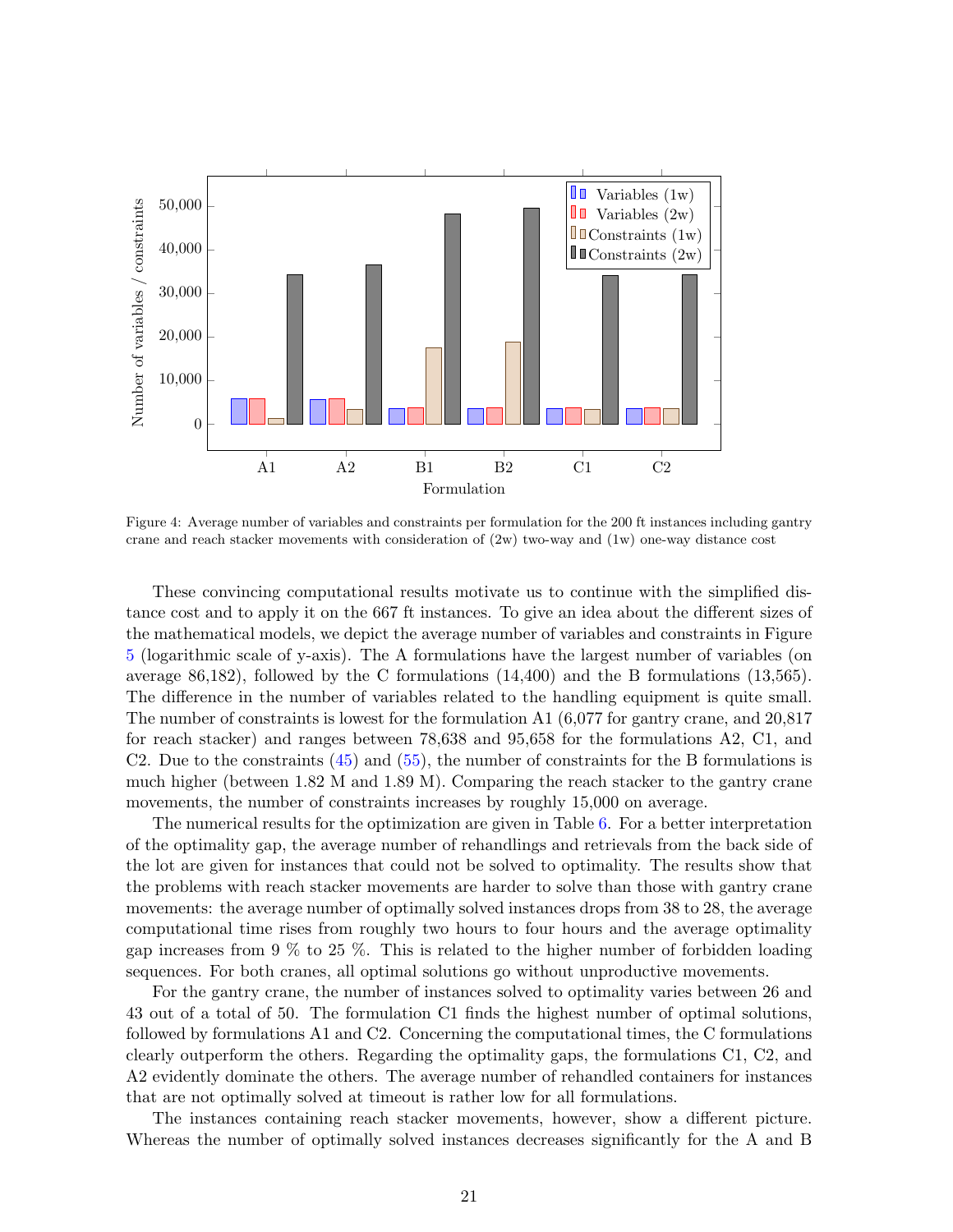Figure 4: Average number of variables and constraints per formulation for the 200 ft instances including gantry crane and reach stacker movements with consideration of (2w) two-way and (1w) one-way distance cost

These convincing computational results motivate us to continue with the simplified distance cost and to apply it on the 667 ft instances. To give an idea about the different sizes of the mathematical models, we depict the average number of variables and constraints in Figure 5 (logarithmic scale of y-axis). The A formulations have the largest number of variables (on average 86,182), followed by the C formulations (14,400) and the B formulations (13,565). The difference in the number of variables related to the handling equipment is quite small. The number of constraints is lowest for the formulation A1 (6,077 for gantry crane, and 20,817 for reach stacker) and ranges between 78,638 and 95,658 for the formulations A2, C1, and C2. Due to the constraints (45) and (55), the number of constraints for the B formulations is much higher (between 1.82 M and 1.89 M). Comparing the reach stacker to the gantry crane movements, the number of constraints increases by roughly 15,000 on average.

The numerical results for the optimization are given in Table 6. For a better interpretation of the optimality gap, the average number of rehandlings and retrievals from the back side of the lot are given for instances that could not be solved to optimality. The results show that the problems with reach stacker movements are harder to solve than those with gantry crane movements: the average number of optimally solved instances drops from 38 to 28, the average computational time rises from roughly two hours to four hours and the average optimality gap increases from 9 % to 25 %. This is related to the higher number of forbidden loading sequences. For both cranes, all optimal solutions go without unproductive movements.

For the gantry crane, the number of instances solved to optimality varies between 26 and 43 out of a total of 50. The formulation C1 finds the highest number of optimal solutions, followed by formulations A1 and C2. Concerning the computational times, the C formulations clearly outperform the others. Regarding the optimality gaps, the formulations C1, C2, and A2 evidently dominate the others. The average number of rehandled containers for instances that are not optimally solved at timeout is rather low for all formulations.

The instances containing reach stacker movements, however, show a different picture. Whereas the number of optimally solved instances decreases significantly for the A and B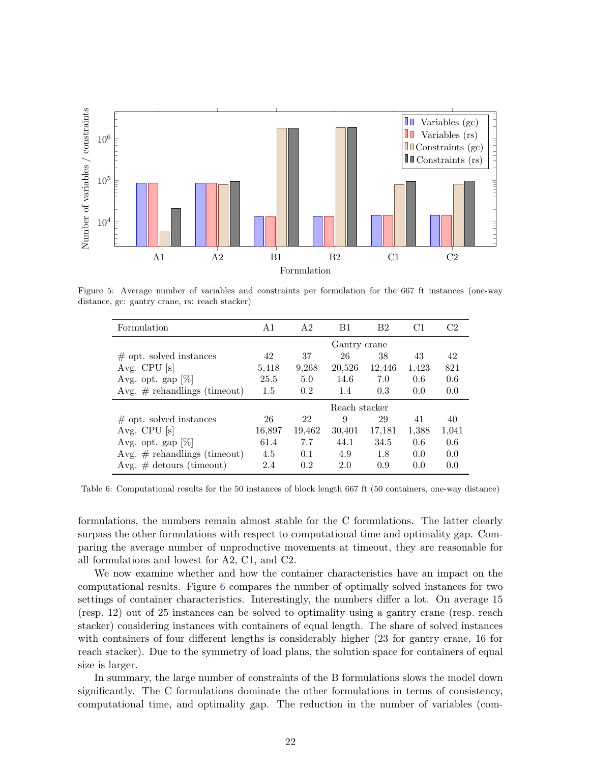Figure 5: Average number of variables and constraints per formulation for the 667 ft instances (one-way distance, gc: gantry crane, rs: reach stacker)

| Formulation | A1 | A2 | B1 | B2 | C1 | C2 |
|---|---|---|---|---|---|---|
| | | | Gantry crane | | | |
| # opt. solved instances | 42 | 37 | 26 | 38 | 43 | 42 |
| Avg. CPU [s] | 5,418 | 9,268 | 20,526 | 12,446 | 1,423 | 821 |
| Avg. opt. gap [%] | 25.5 | 5.0 | 14.6 | 7.0 | 0.6 | 0.6 |
| Avg. # rehandlings (timeout) | 1.5 | 0.2 | 1.4 | 0.3 | 0.0 | 0.0 |
| | | | Reach stacker | | | |
| # opt. solved instances | 26 | 22 | 9 | 29 | 41 | 40 |
| Avg. CPU [s] | 16,897 | 19,462 | 30,401 | 17,181 | 1,388 | 1,041 |
| Avg. opt. gap [%] | 61.4 | 7.7 | 44.1 | 34.5 | 0.6 | 0.6 |
| Avg. # rehandlings (timeout) | 4.5 | 0.1 | 4.9 | 1.8 | 0.0 | 0.0 |
| Avg. # detours (timeout) | 2.4 | 0.2 | 2.0 | 0.9 | 0.0 | 0.0 |

Table 6: Computational results for the 50 instances of block length 667 ft (50 containers, one-way distance)

formulations, the numbers remain almost stable for the C formulations. The latter clearly surpass the other formulations with respect to computational time and optimality gap. Comparing the average number of unproductive movements at timeout, they are reasonable for all formulations and lowest for A2, C1, and C2.

We now examine whether and how the container characteristics have an impact on the computational results. Figure 6 compares the number of optimally solved instances for two settings of container characteristics. Interestingly, the numbers differ a lot. On average 15 (resp. 12) out of 25 instances can be solved to optimality using a gantry crane (resp. reach stacker) considering instances with containers of equal length. The share of solved instances with containers of four different lengths is considerably higher (23 for gantry crane, 16 for reach stacker). Due to the symmetry of load plans, the solution space for containers of equal size is larger.

In summary, the large number of constraints of the B formulations slows the model down significantly. The C formulations dominate the other formulations in terms of consistency, computational time, and optimality gap. The reduction in the number of variables (com-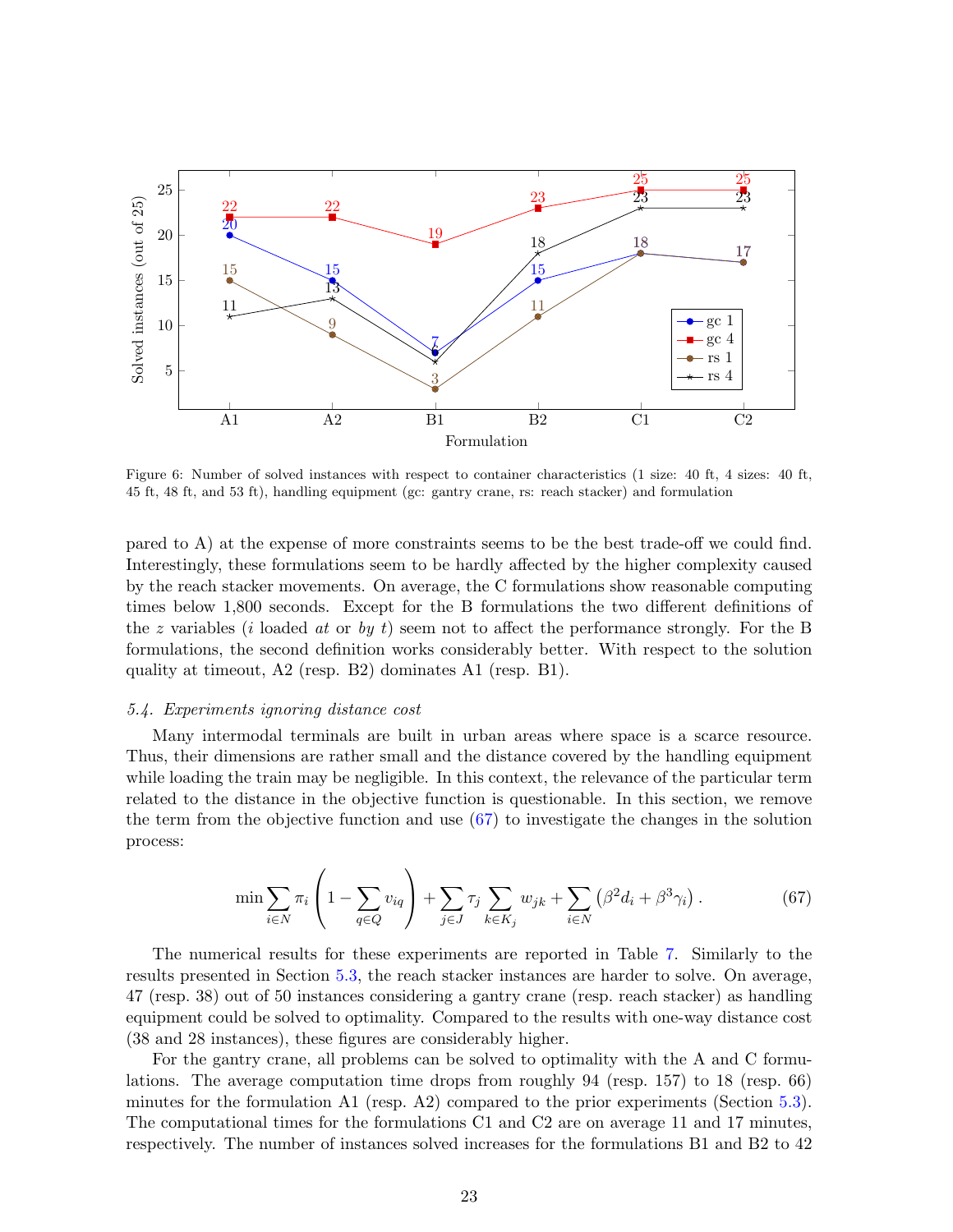Figure 6: Number of solved instances with respect to container characteristics (1 size: 40 ft, 4 sizes: 40 ft, 45 ft, 48 ft, and 53 ft), handling equipment (gc: gantry crane, rs: reach stacker) and formulation

pared to A) at the expense of more constraints seems to be the best trade-off we could find. Interestingly, these formulations seem to be hardly affected by the higher complexity caused by the reach stacker movements. On average, the C formulations show reasonable computing times below 1,800 seconds. Except for the B formulations the two different definitions of the $z$ variables ($i$ loaded *at* or *by* $t$) seem not to affect the performance strongly. For the B formulations, the second definition works considerably better. With respect to the solution quality at timeout, A2 (resp. B2) dominates A1 (resp. B1).

### *5.4. Experiments ignoring distance cost*

Many intermodal terminals are built in urban areas where space is a scarce resource. Thus, their dimensions are rather small and the distance covered by the handling equipment while loading the train may be negligible. In this context, the relevance of the particular term related to the distance in the objective function is questionable. In this section, we remove the term from the objective function and use (67) to investigate the changes in the solution process:

$$\min \sum_{i \in N} \pi_i \left(1 - \sum_{q \in Q} v_{iq}\right) + \sum_{j \in J} \tau_j \sum_{k \in K_j} w_{jk} + \sum_{i \in N} \left(\beta^2 d_i + \beta^3 \gamma_i\right). \tag{67}$$

The numerical results for these experiments are reported in Table 7. Similarly to the results presented in Section 5.3, the reach stacker instances are harder to solve. On average, 47 (resp. 38) out of 50 instances considering a gantry crane (resp. reach stacker) as handling equipment could be solved to optimality. Compared to the results with one-way distance cost (38 and 28 instances), these figures are considerably higher.

For the gantry crane, all problems can be solved to optimality with the A and C formulations. The average computation time drops from roughly 94 (resp. 157) to 18 (resp. 66) minutes for the formulation A1 (resp. A2) compared to the prior experiments (Section 5.3). The computational times for the formulations C1 and C2 are on average 11 and 17 minutes, respectively. The number of instances solved increases for the formulations B1 and B2 to 42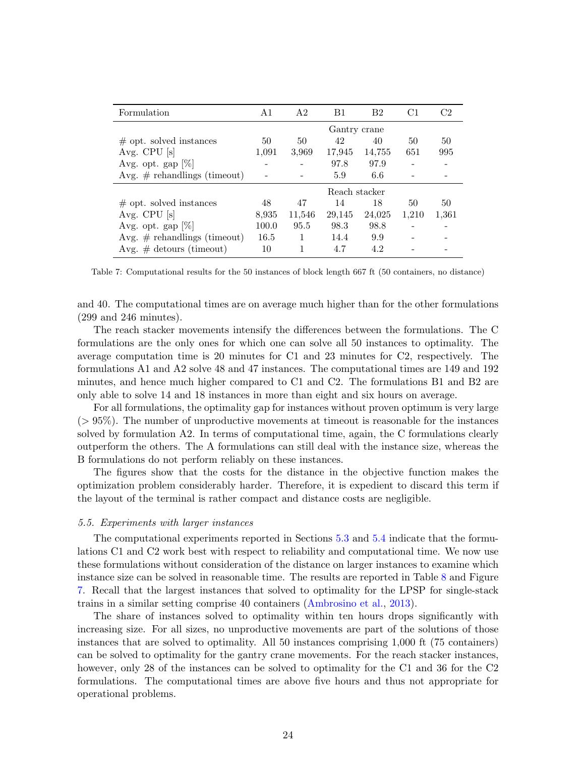| Formulation | A1 | A2 | B1 | B2 | C1 | C2 |
|---|---|---|---|---|---|---|
| | | | Gantry crane | | | |
| # opt. solved instances | 50 | 50 | 42 | 40 | 50 | 50 |
| Avg. CPU [s] | 1,091 | 3,969 | 17,945 | 14,755 | 651 | 995 |
| Avg. opt. gap [%] | - | - | 97.8 | 97.9 | - | - |
| Avg. # rehandlings (timeout) | - | - | 5.9 | 6.6 | - | - |
| | | | Reach stacker | | | |
| # opt. solved instances | 48 | 47 | 14 | 18 | 50 | 50 |
| Avg. CPU [s] | 8,935 | 11,546 | 29,145 | 24,025 | 1,210 | 1,361 |
| Avg. opt. gap [%] | 100.0 | 95.5 | 98.3 | 98.8 | - | - |
| Avg. # rehandlings (timeout) | 16.5 | 1 | 14.4 | 9.9 | - | - |
| Avg. # detours (timeout) | 10 | 1 | 4.7 | 4.2 | - | - |

Table 7: Computational results for the 50 instances of block length 667 ft (50 containers, no distance)

and 40. The computational times are on average much higher than for the other formulations (299 and 246 minutes).

The reach stacker movements intensify the differences between the formulations. The C formulations are the only ones for which one can solve all 50 instances to optimality. The average computation time is 20 minutes for C1 and 23 minutes for C2, respectively. The formulations A1 and A2 solve 48 and 47 instances. The computational times are 149 and 192 minutes, and hence much higher compared to C1 and C2. The formulations B1 and B2 are only able to solve 14 and 18 instances in more than eight and six hours on average.

For all formulations, the optimality gap for instances without proven optimum is very large ($> 95\%$). The number of unproductive movements at timeout is reasonable for the instances solved by formulation A2. In terms of computational time, again, the C formulations clearly outperform the others. The A formulations can still deal with the instance size, whereas the B formulations do not perform reliably on these instances.

The figures show that the costs for the distance in the objective function makes the optimization problem considerably harder. Therefore, it is expedient to discard this term if the layout of the terminal is rather compact and distance costs are negligible.

### *5.5. Experiments with larger instances*

The computational experiments reported in Sections 5.3 and 5.4 indicate that the formulations C1 and C2 work best with respect to reliability and computational time. We now use these formulations without consideration of the distance on larger instances to examine which instance size can be solved in reasonable time. The results are reported in Table 8 and Figure 7. Recall that the largest instances that solved to optimality for the LPSP for single-stack trains in a similar setting comprise 40 containers (Ambrosino et al., 2013).

The share of instances solved to optimality within ten hours drops significantly with increasing size. For all sizes, no unproductive movements are part of the solutions of those instances that are solved to optimality. All 50 instances comprising 1,000 ft (75 containers) can be solved to optimality for the gantry crane movements. For the reach stacker instances, however, only 28 of the instances can be solved to optimality for the C1 and 36 for the C2 formulations. The computational times are above five hours and thus not appropriate for operational problems.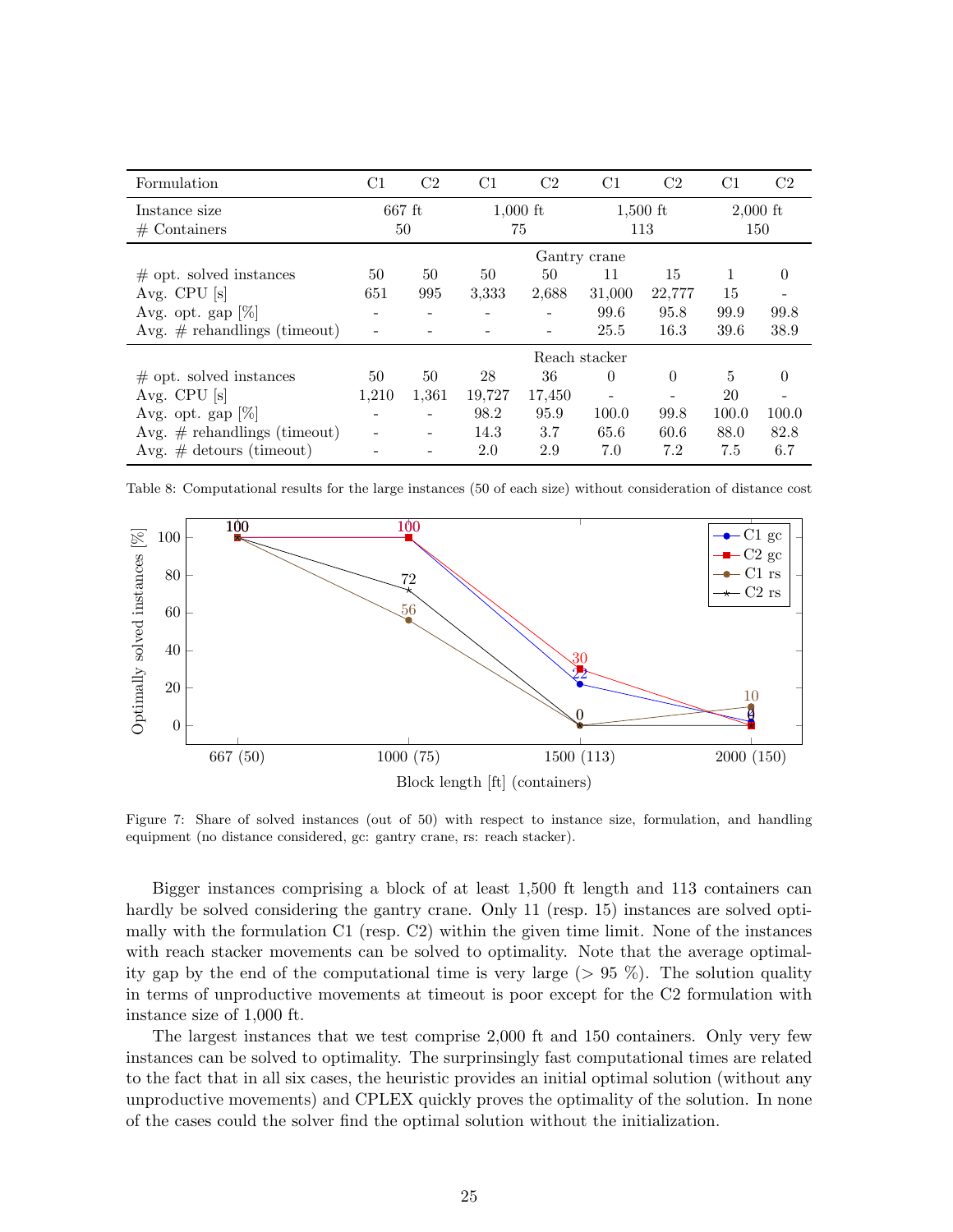| Formulation | C1 | C2 | C1 | C2 | C1 | C2 | C1 | C2 |
|---|---|---|---|---|---|---|---|---|
| Instance size | 667 ft | | 1,000 ft | | 1,500 ft | | 2,000 ft | |
| # Containers | 50 | | 75 | | 113 | | 150 | |
| | | | | Gantry crane | | | | |
| # opt. solved instances | 50 | 50 | 50 | 50 | 11 | 15 | 1 | 0 |
| Avg. CPU [s] | 651 | 995 | 3,333 | 2,688 | 31,000 | 22,777 | 15 | - |
| Avg. opt. gap [%] | - | - | - | - | 99.6 | 95.8 | 99.9 | 99.8 |
| Avg. # rehandlings (timeout) | - | - | - | - | 25.5 | 16.3 | 39.6 | 38.9 |
| | | | | Reach stacker | | | | |
| # opt. solved instances | 50 | 50 | 28 | 36 | 0 | 0 | 5 | 0 |
| Avg. CPU [s] | 1,210 | 1,361 | 19,727 | 17,450 | - | - | 20 | - |
| Avg. opt. gap [%] | - | - | 98.2 | 95.9 | 100.0 | 99.8 | 100.0 | 100.0 |
| Avg. # rehandlings (timeout) | - | - | 14.3 | 3.7 | 65.6 | 60.6 | 88.0 | 82.8 |
| Avg. # detours (timeout) | - | - | 2.0 | 2.9 | 7.0 | 7.2 | 7.5 | 6.7 |

Table 8: Computational results for the large instances (50 of each size) without consideration of distance cost

Figure 7: Share of solved instances (out of 50) with respect to instance size, formulation, and handling equipment (no distance considered, gc: gantry crane, rs: reach stacker).

Bigger instances comprising a block of at least 1,500 ft length and 113 containers can hardly be solved considering the gantry crane. Only 11 (resp. 15) instances are solved optimally with the formulation C1 (resp. C2) within the given time limit. None of the instances with reach stacker movements can be solved to optimality. Note that the average optimality gap by the end of the computational time is very large (> 95 %). The solution quality in terms of unproductive movements at timeout is poor except for the C2 formulation with instance size of 1,000 ft.

The largest instances that we test comprise 2,000 ft and 150 containers. Only very few instances can be solved to optimality. The surprinsingly fast computational times are related to the fact that in all six cases, the heuristic provides an initial optimal solution (without any unproductive movements) and CPLEX quickly proves the optimality of the solution. In none of the cases could the solver find the optimal solution without the initialization.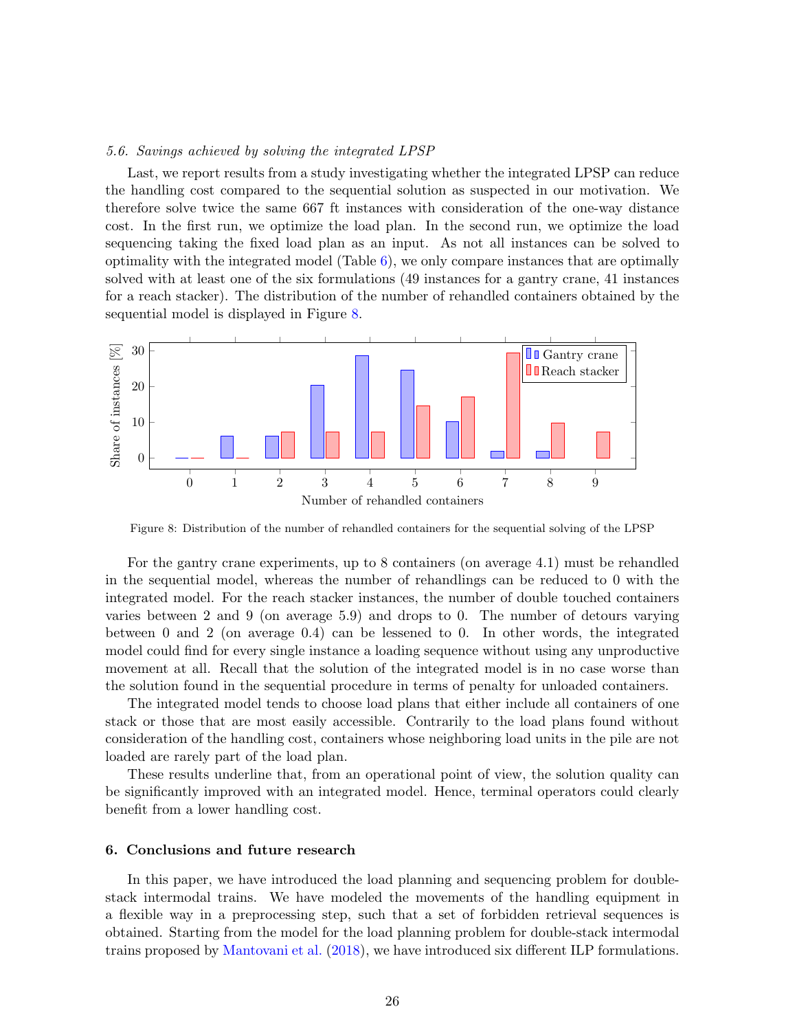### 5.6. Savings achieved by solving the integrated LPSP

Last, we report results from a study investigating whether the integrated LPSP can reduce the handling cost compared to the sequential solution as suspected in our motivation. We therefore solve twice the same 667 ft instances with consideration of the one-way distance cost. In the first run, we optimize the load plan. In the second run, we optimize the load sequencing taking the fixed load plan as an input. As not all instances can be solved to optimality with the integrated model (Table 6), we only compare instances that are optimally solved with at least one of the six formulations (49 instances for a gantry crane, 41 instances for a reach stacker). The distribution of the number of rehandled containers obtained by the sequential model is displayed in Figure 8.

Figure 8: Distribution of the number of rehandled containers for the sequential solving of the LPSP

For the gantry crane experiments, up to 8 containers (on average 4.1) must be rehandled in the sequential model, whereas the number of rehandlings can be reduced to 0 with the integrated model. For the reach stacker instances, the number of double touched containers varies between 2 and 9 (on average 5.9) and drops to 0. The number of detours varying between 0 and 2 (on average 0.4) can be lessened to 0. In other words, the integrated model could find for every single instance a loading sequence without using any unproductive movement at all. Recall that the solution of the integrated model is in no case worse than the solution found in the sequential procedure in terms of penalty for unloaded containers.

The integrated model tends to choose load plans that either include all containers of one stack or those that are most easily accessible. Contrarily to the load plans found without consideration of the handling cost, containers whose neighboring load units in the pile are not loaded are rarely part of the load plan.

These results underline that, from an operational point of view, the solution quality can be significantly improved with an integrated model. Hence, terminal operators could clearly benefit from a lower handling cost.

## 6. Conclusions and future research

In this paper, we have introduced the load planning and sequencing problem for double-stack intermodal trains. We have modeled the movements of the handling equipment in a flexible way in a preprocessing step, such that a set of forbidden retrieval sequences is obtained. Starting from the model for the load planning problem for double-stack intermodal trains proposed by Mantovani et al. (2018), we have introduced six different ILP formulations.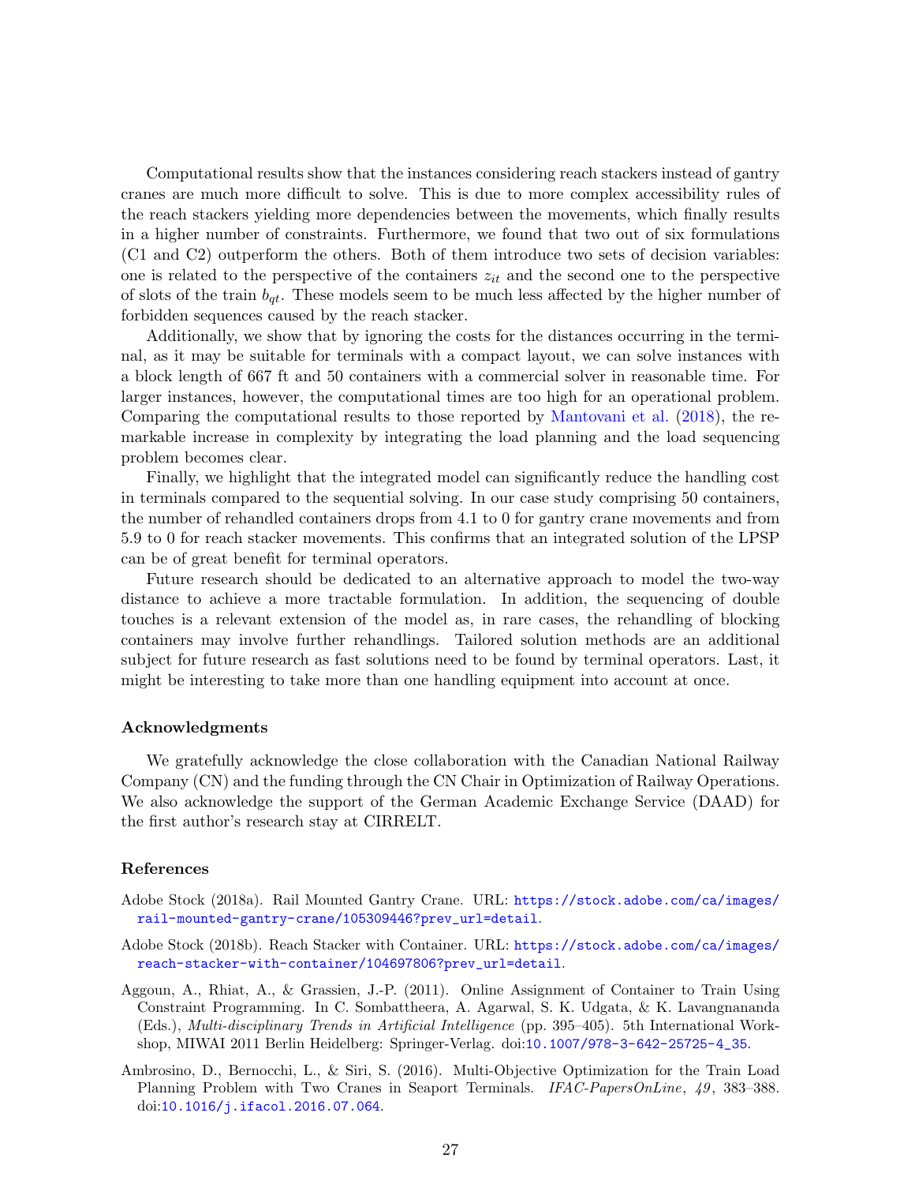Computational results show that the instances considering reach stackers instead of gantry cranes are much more difficult to solve. This is due to more complex accessibility rules of the reach stackers yielding more dependencies between the movements, which finally results in a higher number of constraints. Furthermore, we found that two out of six formulations (C1 and C2) outperform the others. Both of them introduce two sets of decision variables: one is related to the perspective of the containers $z_{it}$ and the second one to the perspective of slots of the train $b_{qt}$. These models seem to be much less affected by the higher number of forbidden sequences caused by the reach stacker.

Additionally, we show that by ignoring the costs for the distances occurring in the terminal, as it may be suitable for terminals with a compact layout, we can solve instances with a block length of 667 ft and 50 containers with a commercial solver in reasonable time. For larger instances, however, the computational times are too high for an operational problem. Comparing the computational results to those reported by Mantovani et al. (2018), the remarkable increase in complexity by integrating the load planning and the load sequencing problem becomes clear.

Finally, we highlight that the integrated model can significantly reduce the handling cost in terminals compared to the sequential solving. In our case study comprising 50 containers, the number of rehandled containers drops from 4.1 to 0 for gantry crane movements and from 5.9 to 0 for reach stacker movements. This confirms that an integrated solution of the LPSP can be of great benefit for terminal operators.

Future research should be dedicated to an alternative approach to model the two-way distance to achieve a more tractable formulation. In addition, the sequencing of double touches is a relevant extension of the model as, in rare cases, the rehandling of blocking containers may involve further rehandlings. Tailored solution methods are an additional subject for future research as fast solutions need to be found by terminal operators. Last, it might be interesting to take more than one handling equipment into account at once.

### Acknowledgments

We gratefully acknowledge the close collaboration with the Canadian National Railway Company (CN) and the funding through the CN Chair in Optimization of Railway Operations. We also acknowledge the support of the German Academic Exchange Service (DAAD) for the first author's research stay at CIRRELT.

### References

Adobe Stock (2018a). Rail Mounted Gantry Crane. URL: https://stock.adobe.com/ca/images/rail-mounted-gantry-crane/105309446?prev_url=detail.

Adobe Stock (2018b). Reach Stacker with Container. URL: https://stock.adobe.com/ca/images/reach-stacker-with-container/104697806?prev_url=detail.

Aggoun, A., Rhiat, A., & Grassien, J.-P. (2011). Online Assignment of Container to Train Using Constraint Programming. In C. Sombattheera, A. Agarwal, S. K. Udgata, & K. Lavangnananda (Eds.), *Multi-disciplinary Trends in Artificial Intelligence* (pp. 395–405). 5th International Workshop, MIWAI 2011 Berlin Heidelberg: Springer-Verlag. doi:10.1007/978-3-642-25725-4_35.

Ambrosino, D., Bernocchi, L., & Siri, S. (2016). Multi-Objective Optimization for the Train Load Planning Problem with Two Cranes in Seaport Terminals. *IFAC-PapersOnLine*, *49*, 383–388. doi:10.1016/j.ifacol.2016.07.064.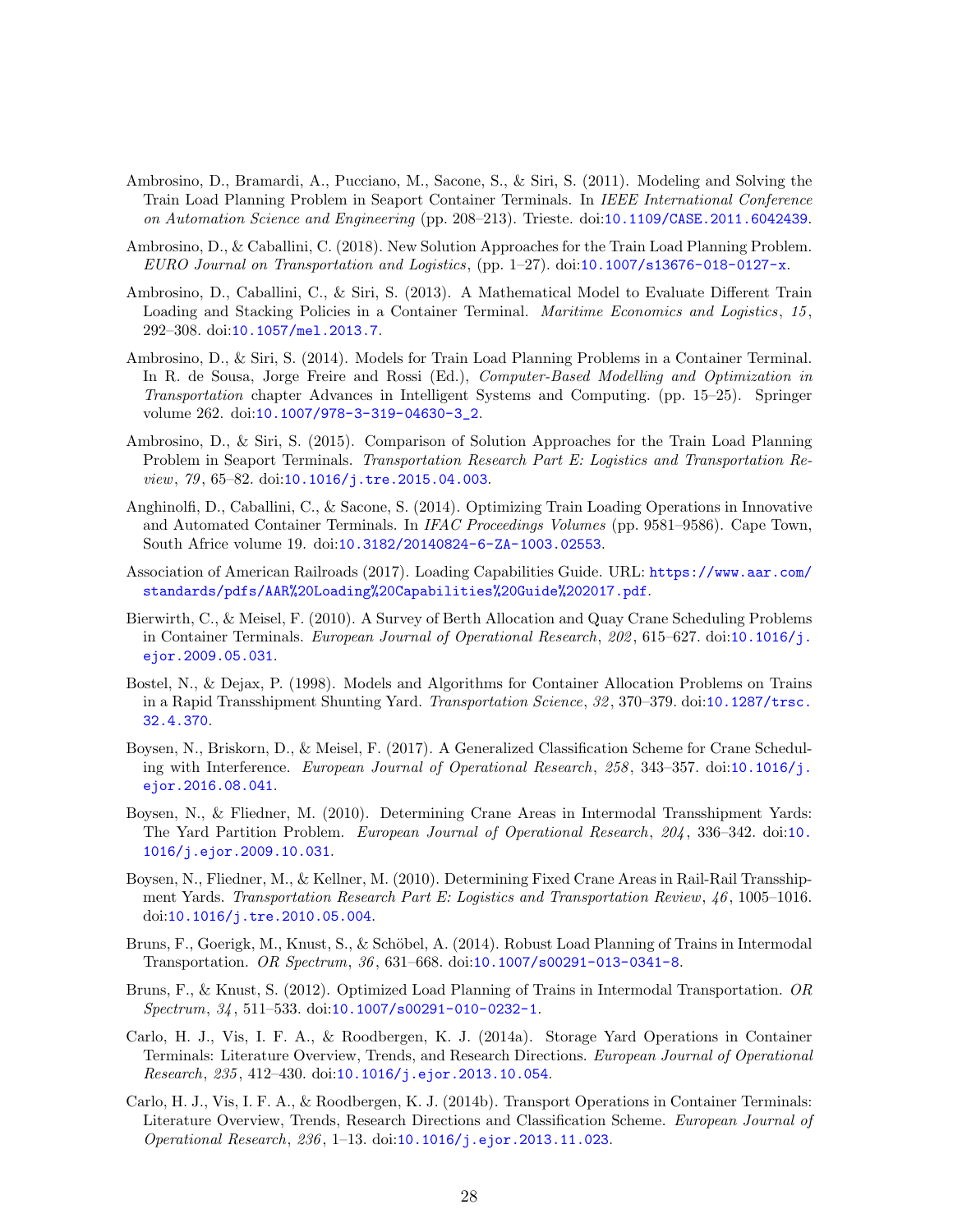Ambrosino, D., Bramardi, A., Pucciano, M., Sacone, S., & Siri, S. (2011). Modeling and Solving the Train Load Planning Problem in Seaport Container Terminals. In *IEEE International Conference on Automation Science and Engineering* (pp. 208–213). Trieste. doi:10.1109/CASE.2011.6042439.

Ambrosino, D., & Caballini, C. (2018). New Solution Approaches for the Train Load Planning Problem. *EURO Journal on Transportation and Logistics*, (pp. 1–27). doi:10.1007/s13676-018-0127-x.

Ambrosino, D., Caballini, C., & Siri, S. (2013). A Mathematical Model to Evaluate Different Train Loading and Stacking Policies in a Container Terminal. *Maritime Economics and Logistics*, *15*, 292–308. doi:10.1057/mel.2013.7.

Ambrosino, D., & Siri, S. (2014). Models for Train Load Planning Problems in a Container Terminal. In R. de Sousa, Jorge Freire and Rossi (Ed.), *Computer-Based Modelling and Optimization in Transportation* chapter Advances in Intelligent Systems and Computing. (pp. 15–25). Springer volume 262. doi:10.1007/978-3-319-04630-3_2.

Ambrosino, D., & Siri, S. (2015). Comparison of Solution Approaches for the Train Load Planning Problem in Seaport Terminals. *Transportation Research Part E: Logistics and Transportation Review*, *79*, 65–82. doi:10.1016/j.tre.2015.04.003.

Anghinolfi, D., Caballini, C., & Sacone, S. (2014). Optimizing Train Loading Operations in Innovative and Automated Container Terminals. In *IFAC Proceedings Volumes* (pp. 9581–9586). Cape Town, South Africe volume 19. doi:10.3182/20140824-6-ZA-1003.02553.

Association of American Railroads (2017). Loading Capabilities Guide. URL: https://www.aar.com/standards/pdfs/AAR%20Loading%20Capabilities%20Guide%202017.pdf.

Bierwirth, C., & Meisel, F. (2010). A Survey of Berth Allocation and Quay Crane Scheduling Problems in Container Terminals. *European Journal of Operational Research*, *202*, 615–627. doi:10.1016/j.ejor.2009.05.031.

Bostel, N., & Dejax, P. (1998). Models and Algorithms for Container Allocation Problems on Trains in a Rapid Transshipment Shunting Yard. *Transportation Science*, *32*, 370–379. doi:10.1287/trsc.32.4.370.

Boysen, N., Briskorn, D., & Meisel, F. (2017). A Generalized Classification Scheme for Crane Scheduling with Interference. *European Journal of Operational Research*, *258*, 343–357. doi:10.1016/j.ejor.2016.08.041.

Boysen, N., & Fliedner, M. (2010). Determining Crane Areas in Intermodal Transshipment Yards: The Yard Partition Problem. *European Journal of Operational Research*, *204*, 336–342. doi:10.1016/j.ejor.2009.10.031.

Boysen, N., Fliedner, M., & Kellner, M. (2010). Determining Fixed Crane Areas in Rail-Rail Transshipment Yards. *Transportation Research Part E: Logistics and Transportation Review*, *46*, 1005–1016. doi:10.1016/j.tre.2010.05.004.

Bruns, F., Goerigk, M., Knust, S., & Schöbel, A. (2014). Robust Load Planning of Trains in Intermodal Transportation. *OR Spectrum*, *36*, 631–668. doi:10.1007/s00291-013-0341-8.

Bruns, F., & Knust, S. (2012). Optimized Load Planning of Trains in Intermodal Transportation. *OR Spectrum*, *34*, 511–533. doi:10.1007/s00291-010-0232-1.

Carlo, H. J., Vis, I. F. A., & Roodbergen, K. J. (2014a). Storage Yard Operations in Container Terminals: Literature Overview, Trends, and Research Directions. *European Journal of Operational Research*, *235*, 412–430. doi:10.1016/j.ejor.2013.10.054.

Carlo, H. J., Vis, I. F. A., & Roodbergen, K. J. (2014b). Transport Operations in Container Terminals: Literature Overview, Trends, Research Directions and Classification Scheme. *European Journal of Operational Research*, *236*, 1–13. doi:10.1016/j.ejor.2013.11.023.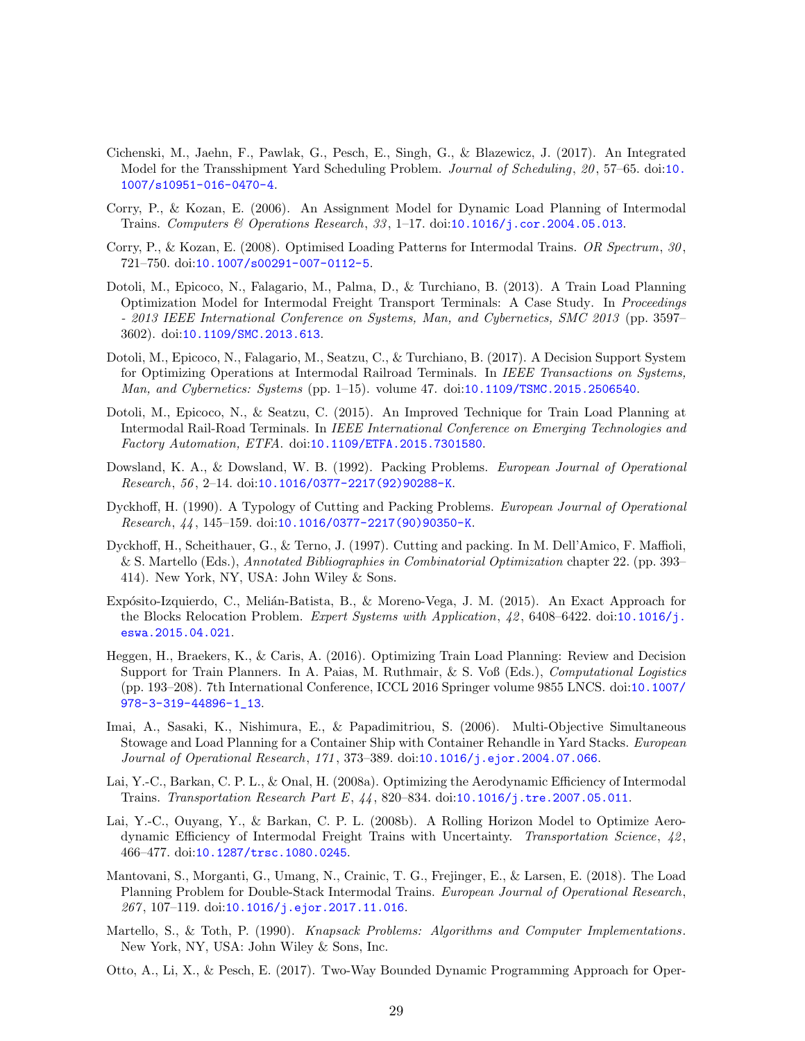Cichenski, M., Jaehn, F., Pawlak, G., Pesch, E., Singh, G., & Blazewicz, J. (2017). An Integrated Model for the Transshipment Yard Scheduling Problem. *Journal of Scheduling*, *20*, 57–65. doi:10.1007/s10951-016-0470-4.

Corry, P., & Kozan, E. (2006). An Assignment Model for Dynamic Load Planning of Intermodal Trains. *Computers & Operations Research*, *33*, 1–17. doi:10.1016/j.cor.2004.05.013.

Corry, P., & Kozan, E. (2008). Optimised Loading Patterns for Intermodal Trains. *OR Spectrum*, *30*, 721–750. doi:10.1007/s00291-007-0112-5.

Dotoli, M., Epicoco, N., Falagario, M., Palma, D., & Turchiano, B. (2013). A Train Load Planning Optimization Model for Intermodal Freight Transport Terminals: A Case Study. In *Proceedings - 2013 IEEE International Conference on Systems, Man, and Cybernetics, SMC 2013* (pp. 3597–3602). doi:10.1109/SMC.2013.613.

Dotoli, M., Epicoco, N., Falagario, M., Seatzu, C., & Turchiano, B. (2017). A Decision Support System for Optimizing Operations at Intermodal Railroad Terminals. In *IEEE Transactions on Systems, Man, and Cybernetics: Systems* (pp. 1–15). volume 47. doi:10.1109/TSMC.2015.2506540.

Dotoli, M., Epicoco, N., & Seatzu, C. (2015). An Improved Technique for Train Load Planning at Intermodal Rail-Road Terminals. In *IEEE International Conference on Emerging Technologies and Factory Automation, ETFA*. doi:10.1109/ETFA.2015.7301580.

Dowsland, K. A., & Dowsland, W. B. (1992). Packing Problems. *European Journal of Operational Research*, *56*, 2–14. doi:10.1016/0377-2217(92)90288-K.

Dyckhoff, H. (1990). A Typology of Cutting and Packing Problems. *European Journal of Operational Research*, *44*, 145–159. doi:10.1016/0377-2217(90)90350-K.

Dyckhoff, H., Scheithauer, G., & Terno, J. (1997). Cutting and packing. In M. Dell'Amico, F. Maffioli, & S. Martello (Eds.), *Annotated Bibliographies in Combinatorial Optimization* chapter 22. (pp. 393–414). New York, NY, USA: John Wiley & Sons.

Expósito-Izquierdo, C., Melián-Batista, B., & Moreno-Vega, J. M. (2015). An Exact Approach for the Blocks Relocation Problem. *Expert Systems with Application*, *42*, 6408–6422. doi:10.1016/j.eswa.2015.04.021.

Heggen, H., Braekers, K., & Caris, A. (2016). Optimizing Train Load Planning: Review and Decision Support for Train Planners. In A. Paias, M. Ruthmair, & S. Voß (Eds.), *Computational Logistics* (pp. 193–208). 7th International Conference, ICCL 2016 Springer volume 9855 LNCS. doi:10.1007/978-3-319-44896-1_13.

Imai, A., Sasaki, K., Nishimura, E., & Papadimitriou, S. (2006). Multi-Objective Simultaneous Stowage and Load Planning for a Container Ship with Container Rehandle in Yard Stacks. *European Journal of Operational Research*, *171*, 373–389. doi:10.1016/j.ejor.2004.07.066.

Lai, Y.-C., Barkan, C. P. L., & Onal, H. (2008a). Optimizing the Aerodynamic Efficiency of Intermodal Trains. *Transportation Research Part E*, *44*, 820–834. doi:10.1016/j.tre.2007.05.011.

Lai, Y.-C., Ouyang, Y., & Barkan, C. P. L. (2008b). A Rolling Horizon Model to Optimize Aerodynamic Efficiency of Intermodal Freight Trains with Uncertainty. *Transportation Science*, *42*, 466–477. doi:10.1287/trsc.1080.0245.

Mantovani, S., Morganti, G., Umang, N., Crainic, T. G., Frejinger, E., & Larsen, E. (2018). The Load Planning Problem for Double-Stack Intermodal Trains. *European Journal of Operational Research*, *267*, 107–119. doi:10.1016/j.ejor.2017.11.016.

Martello, S., & Toth, P. (1990). *Knapsack Problems: Algorithms and Computer Implementations*. New York, NY, USA: John Wiley & Sons, Inc.

Otto, A., Li, X., & Pesch, E. (2017). Two-Way Bounded Dynamic Programming Approach for Oper-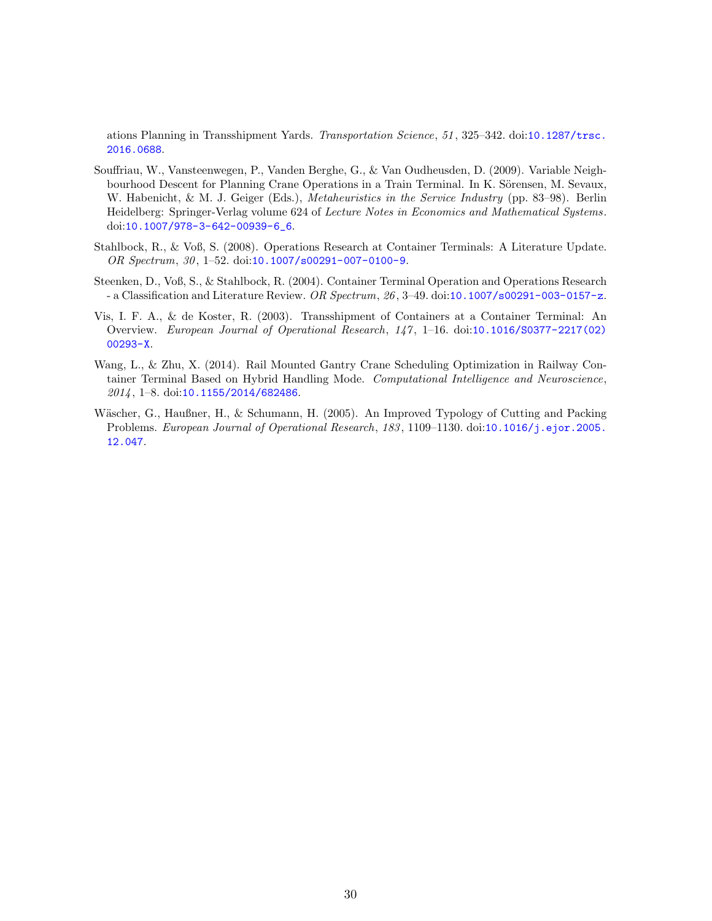ations Planning in Transshipment Yards. *Transportation Science*, *51*, 325–342. doi:10.1287/trsc.2016.0688.

Souffriau, W., Vansteenwegen, P., Vanden Berghe, G., & Van Oudheusden, D. (2009). Variable Neighbourhood Descent for Planning Crane Operations in a Train Terminal. In K. Sörensen, M. Sevaux, W. Habenicht, & M. J. Geiger (Eds.), *Metaheuristics in the Service Industry* (pp. 83–98). Berlin Heidelberg: Springer-Verlag volume 624 of *Lecture Notes in Economics and Mathematical Systems*. doi:10.1007/978-3-642-00939-6_6.

Stahlbock, R., & Voß, S. (2008). Operations Research at Container Terminals: A Literature Update. *OR Spectrum*, *30*, 1–52. doi:10.1007/s00291-007-0100-9.

Steenken, D., Voß, S., & Stahlbock, R. (2004). Container Terminal Operation and Operations Research - a Classification and Literature Review. *OR Spectrum*, *26*, 3–49. doi:10.1007/s00291-003-0157-z.

Vis, I. F. A., & de Koster, R. (2003). Transshipment of Containers at a Container Terminal: An Overview. *European Journal of Operational Research*, *147*, 1–16. doi:10.1016/S0377-2217(02)00293-X.

Wang, L., & Zhu, X. (2014). Rail Mounted Gantry Crane Scheduling Optimization in Railway Container Terminal Based on Hybrid Handling Mode. *Computational Intelligence and Neuroscience*, *2014*, 1–8. doi:10.1155/2014/682486.

Wäscher, G., Haußner, H., & Schumann, H. (2005). An Improved Typology of Cutting and Packing Problems. *European Journal of Operational Research*, *183*, 1109–1130. doi:10.1016/j.ejor.2005.12.047.